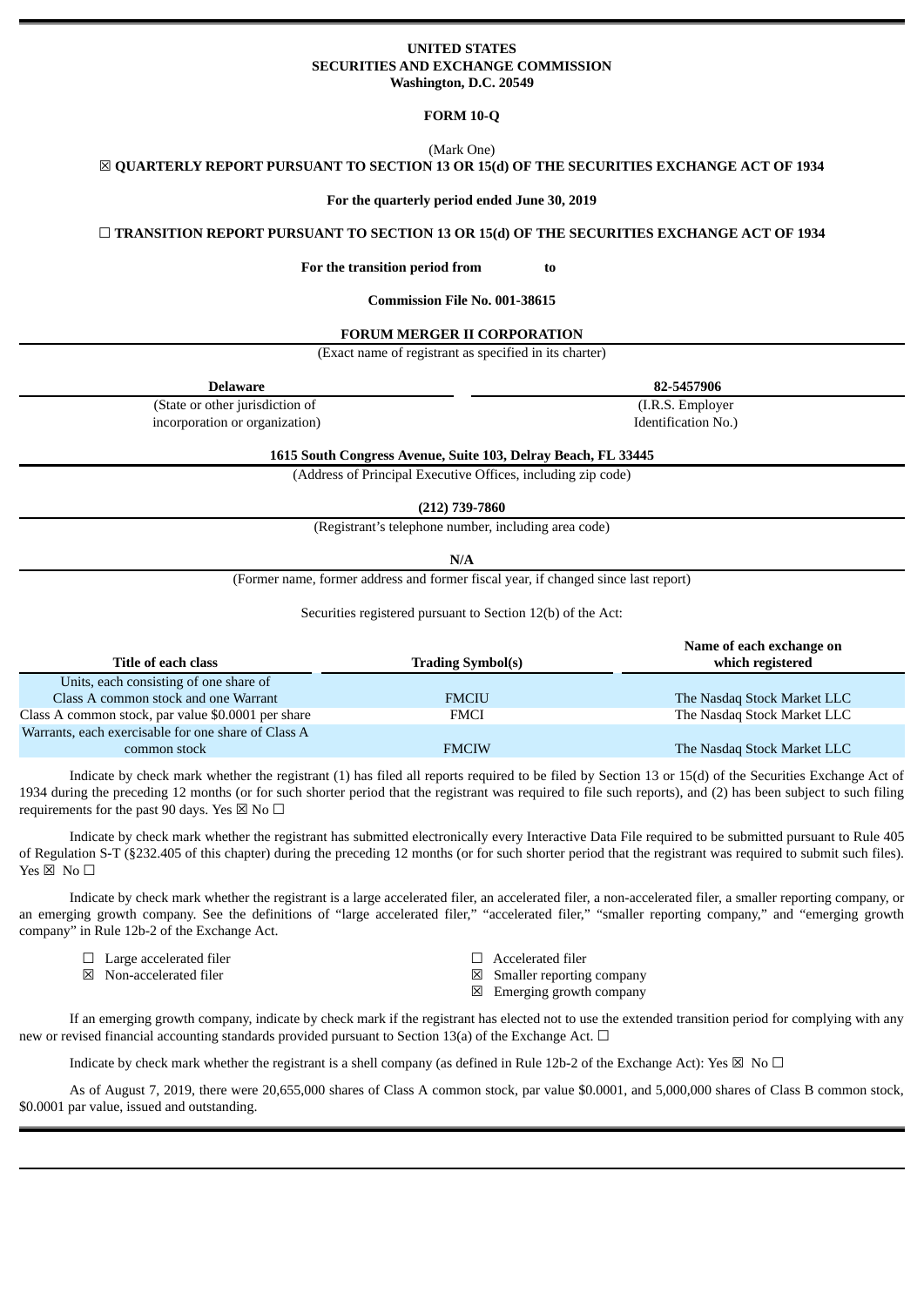**UNITED STATES**
**SECURITIES AND EXCHANGE COMMISSION**
**Washington, D.C. 20549**

**FORM 10-Q**

(Mark One)

☒ **QUARTERLY REPORT PURSUANT TO SECTION 13 OR 15(d) OF THE SECURITIES EXCHANGE ACT OF 1934**

**For the quarterly period ended June 30, 2019**

☐ **TRANSITION REPORT PURSUANT TO SECTION 13 OR 15(d) OF THE SECURITIES EXCHANGE ACT OF 1934**

**For the transition period from to**

**Commission File No. 001-38615**

**FORUM MERGER II CORPORATION**

(Exact name of registrant as specified in its charter)

| **Delaware** | **82-5457906** |
|---|---|
| (State or other jurisdiction of incorporation or organization) | (I.R.S. Employer Identification No.) |

**1615 South Congress Avenue, Suite 103, Delray Beach, FL 33445**

(Address of Principal Executive Offices, including zip code)

**(212) 739-7860**

(Registrant's telephone number, including area code)

**N/A**

(Former name, former address and former fiscal year, if changed since last report)

Securities registered pursuant to Section 12(b) of the Act:

| Title of each class | Trading Symbol(s) | Name of each exchange on which registered |
|---|---|---|
| Units, each consisting of one share of Class A common stock and one Warrant | FMCIU | The Nasdaq Stock Market LLC |
| Class A common stock, par value $0.0001 per share | FMCI | The Nasdaq Stock Market LLC |
| Warrants, each exercisable for one share of Class A common stock | FMCIW | The Nasdaq Stock Market LLC |

Indicate by check mark whether the registrant (1) has filed all reports required to be filed by Section 13 or 15(d) of the Securities Exchange Act of 1934 during the preceding 12 months (or for such shorter period that the registrant was required to file such reports), and (2) has been subject to such filing requirements for the past 90 days. Yes ☒ No ☐

Indicate by check mark whether the registrant has submitted electronically every Interactive Data File required to be submitted pursuant to Rule 405 of Regulation S-T (§232.405 of this chapter) during the preceding 12 months (or for such shorter period that the registrant was required to submit such files). Yes ☒ No ☐

Indicate by check mark whether the registrant is a large accelerated filer, an accelerated filer, a non-accelerated filer, a smaller reporting company, or an emerging growth company. See the definitions of "large accelerated filer," "accelerated filer," "smaller reporting company," and "emerging growth company" in Rule 12b-2 of the Exchange Act.

| | |
|---|---|
| ☐ Large accelerated filer | ☐ Accelerated filer |
| ☒ Non-accelerated filer | ☒ Smaller reporting company |
| | ☒ Emerging growth company |

If an emerging growth company, indicate by check mark if the registrant has elected not to use the extended transition period for complying with any new or revised financial accounting standards provided pursuant to Section 13(a) of the Exchange Act. ☐

Indicate by check mark whether the registrant is a shell company (as defined in Rule 12b-2 of the Exchange Act): Yes ☒ No ☐

As of August 7, 2019, there were 20,655,000 shares of Class A common stock, par value $0.0001, and 5,000,000 shares of Class B common stock, $0.0001 par value, issued and outstanding.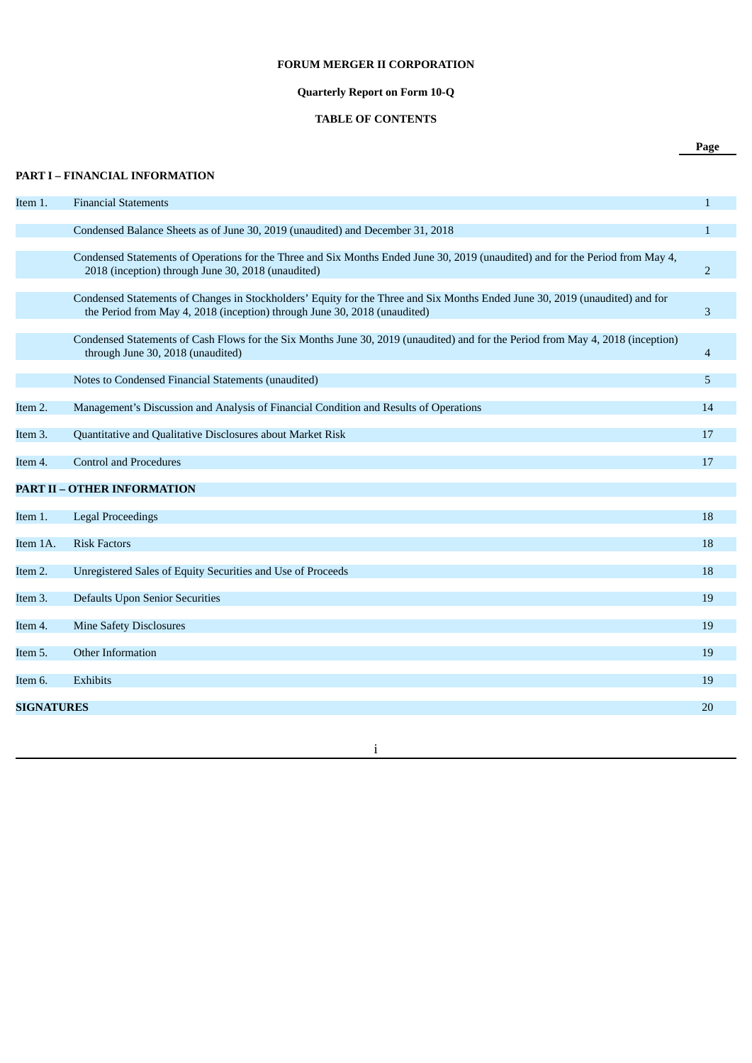**FORUM MERGER II CORPORATION**

**Quarterly Report on Form 10-Q**

**TABLE OF CONTENTS**

| | | Page |
|---|---|---|
| **PART I – FINANCIAL INFORMATION** | | |
| Item 1. | Financial Statements | 1 |
| | Condensed Balance Sheets as of June 30, 2019 (unaudited) and December 31, 2018 | 1 |
| | Condensed Statements of Operations for the Three and Six Months Ended June 30, 2019 (unaudited) and for the Period from May 4, 2018 (inception) through June 30, 2018 (unaudited) | 2 |
| | Condensed Statements of Changes in Stockholders' Equity for the Three and Six Months Ended June 30, 2019 (unaudited) and for the Period from May 4, 2018 (inception) through June 30, 2018 (unaudited) | 3 |
| | Condensed Statements of Cash Flows for the Six Months June 30, 2019 (unaudited) and for the Period from May 4, 2018 (inception) through June 30, 2018 (unaudited) | 4 |
| | Notes to Condensed Financial Statements (unaudited) | 5 |
| Item 2. | Management's Discussion and Analysis of Financial Condition and Results of Operations | 14 |
| Item 3. | Quantitative and Qualitative Disclosures about Market Risk | 17 |
| Item 4. | Control and Procedures | 17 |
| **PART II – OTHER INFORMATION** | | |
| Item 1. | Legal Proceedings | 18 |
| Item 1A. | Risk Factors | 18 |
| Item 2. | Unregistered Sales of Equity Securities and Use of Proceeds | 18 |
| Item 3. | Defaults Upon Senior Securities | 19 |
| Item 4. | Mine Safety Disclosures | 19 |
| Item 5. | Other Information | 19 |
| Item 6. | Exhibits | 19 |
| **SIGNATURES** | | 20 |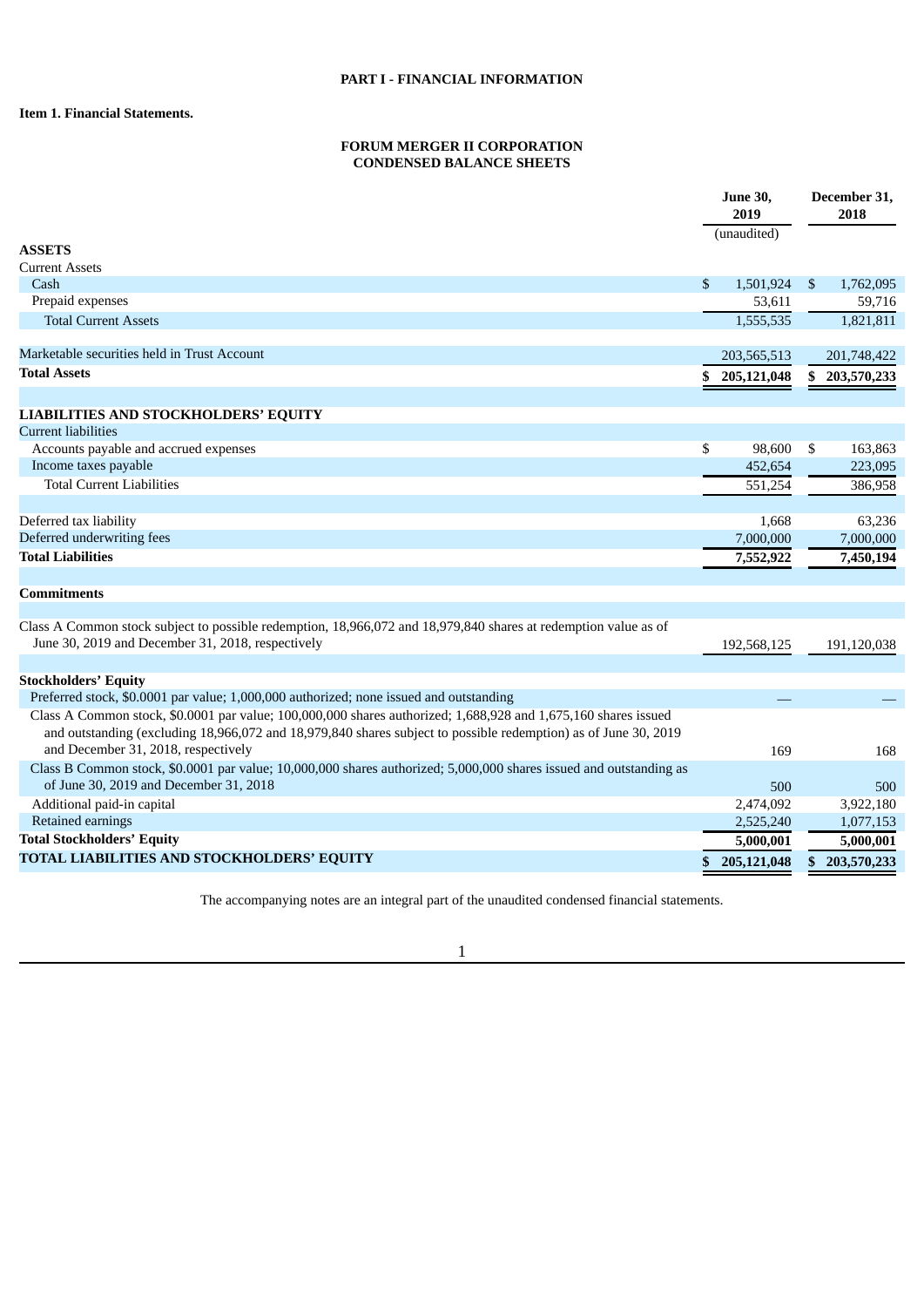# PART I - FINANCIAL INFORMATION

**Item 1. Financial Statements.**

**FORUM MERGER II CORPORATION**
**CONDENSED BALANCE SHEETS**

| | June 30, 2019 | December 31, 2018 |
|---|---|---|
| | (unaudited) | |
| **ASSETS** | | |
| Current Assets | | |
| Cash | $ 1,501,924 | $ 1,762,095 |
| Prepaid expenses | 53,611 | 59,716 |
| Total Current Assets | 1,555,535 | 1,821,811 |
| | | |
| Marketable securities held in Trust Account | 203,565,513 | 201,748,422 |
| **Total Assets** | **$ 205,121,048** | **$ 203,570,233** |
| | | |
| **LIABILITIES AND STOCKHOLDERS' EQUITY** | | |
| Current liabilities | | |
| Accounts payable and accrued expenses | $ 98,600 | $ 163,863 |
| Income taxes payable | 452,654 | 223,095 |
| Total Current Liabilities | 551,254 | 386,958 |
| | | |
| Deferred tax liability | 1,668 | 63,236 |
| Deferred underwriting fees | 7,000,000 | 7,000,000 |
| **Total Liabilities** | **7,552,922** | **7,450,194** |
| | | |
| **Commitments** | | |
| | | |
| Class A Common stock subject to possible redemption, 18,966,072 and 18,979,840 shares at redemption value as of June 30, 2019 and December 31, 2018, respectively | 192,568,125 | 191,120,038 |
| | | |
| **Stockholders' Equity** | | |
| Preferred stock, $0.0001 par value; 1,000,000 authorized; none issued and outstanding | — | — |
| Class A Common stock, $0.0001 par value; 100,000,000 shares authorized; 1,688,928 and 1,675,160 shares issued and outstanding (excluding 18,966,072 and 18,979,840 shares subject to possible redemption) as of June 30, 2019 and December 31, 2018, respectively | 169 | 168 |
| Class B Common stock, $0.0001 par value; 10,000,000 shares authorized; 5,000,000 shares issued and outstanding as of June 30, 2019 and December 31, 2018 | 500 | 500 |
| Additional paid-in capital | 2,474,092 | 3,922,180 |
| Retained earnings | 2,525,240 | 1,077,153 |
| **Total Stockholders' Equity** | **5,000,001** | **5,000,001** |
| **TOTAL LIABILITIES AND STOCKHOLDERS' EQUITY** | **$ 205,121,048** | **$ 203,570,233** |

The accompanying notes are an integral part of the unaudited condensed financial statements.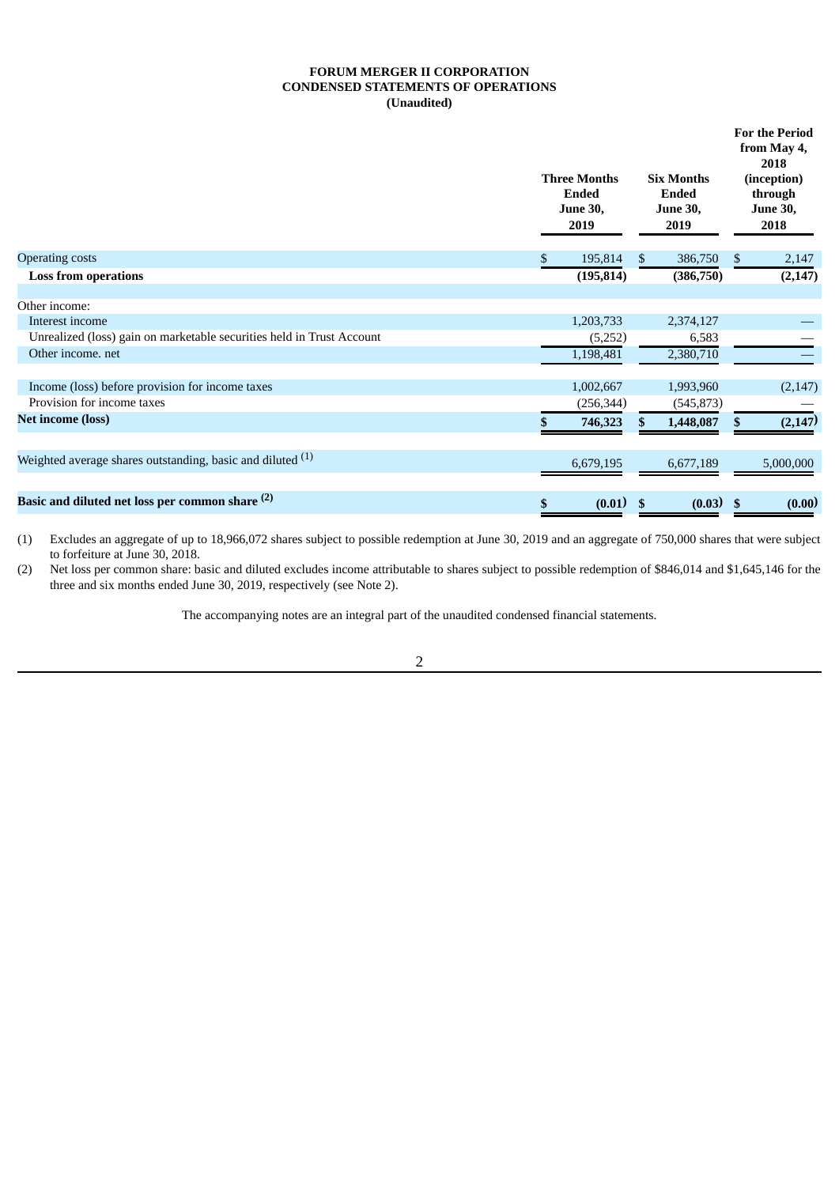# FORUM MERGER II CORPORATION
## CONDENSED STATEMENTS OF OPERATIONS
### (Unaudited)

| | Three Months Ended June 30, 2019 | Six Months Ended June 30, 2019 | For the Period from May 4, 2018 (inception) through June 30, 2018 |
|---|---|---|---|
| Operating costs | $ 195,814 | $ 386,750 | $ 2,147 |
| **Loss from operations** | **(195,814)** | **(386,750)** | **(2,147)** |
| | | | |
| Other income: | | | |
| Interest income | 1,203,733 | 2,374,127 | — |
| Unrealized (loss) gain on marketable securities held in Trust Account | (5,252) | 6,583 | — |
| Other income. net | 1,198,481 | 2,380,710 | — |
| | | | |
| Income (loss) before provision for income taxes | 1,002,667 | 1,993,960 | (2,147) |
| Provision for income taxes | (256,344) | (545,873) | — |
| **Net income (loss)** | **$ 746,323** | **$ 1,448,087** | **$ (2,147)** |
| | | | |
| Weighted average shares outstanding, basic and diluted (1) | 6,679,195 | 6,677,189 | 5,000,000 |
| | | | |
| **Basic and diluted net loss per common share (2)** | **$ (0.01)** | **$ (0.03)** | **$ (0.00)** |

(1) Excludes an aggregate of up to 18,966,072 shares subject to possible redemption at June 30, 2019 and an aggregate of 750,000 shares that were subject to forfeiture at June 30, 2018.

(2) Net loss per common share: basic and diluted excludes income attributable to shares subject to possible redemption of $846,014 and $1,645,146 for the three and six months ended June 30, 2019, respectively (see Note 2).

The accompanying notes are an integral part of the unaudited condensed financial statements.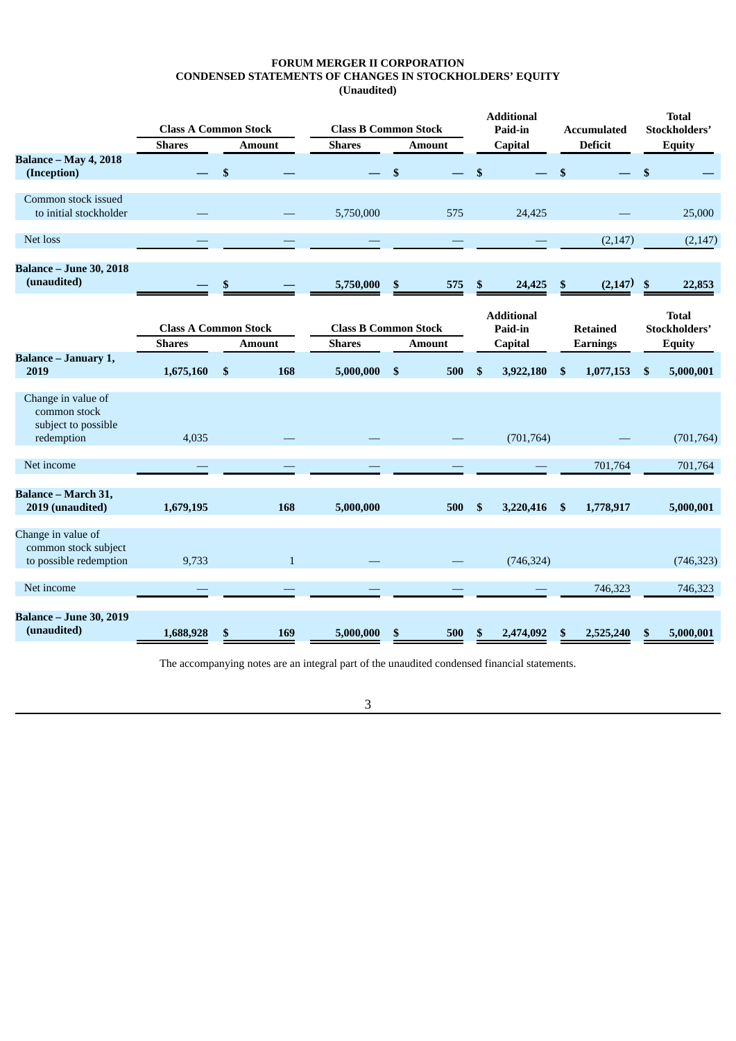**FORUM MERGER II CORPORATION**
**CONDENSED STATEMENTS OF CHANGES IN STOCKHOLDERS' EQUITY**
**(Unaudited)**

| | Class A Common Stock | | Class B Common Stock | | Additional Paid-in | Accumulated | Total Stockholders' |
|---|---|---|---|---|---|---|---|
| | Shares | Amount | Shares | Amount | Capital | Deficit | Equity |
| **Balance – May 4, 2018 (Inception)** | — | $ — | — | $ — | $ — | $ — | $ — |
| Common stock issued to initial stockholder | — | — | 5,750,000 | 575 | 24,425 | — | 25,000 |
| Net loss | — | — | — | — | — | (2,147) | (2,147) |
| **Balance – June 30, 2018 (unaudited)** | **—** | **$ —** | **5,750,000** | **$ 575** | **$ 24,425** | **$ (2,147)** | **$ 22,853** |

| | Class A Common Stock | | Class B Common Stock | | Additional Paid-in | Retained | Total Stockholders' |
|---|---|---|---|---|---|---|---|
| | Shares | Amount | Shares | Amount | Capital | Earnings | Equity |
| **Balance – January 1, 2019** | **1,675,160** | **$ 168** | **5,000,000** | **$ 500** | **$ 3,922,180** | **$ 1,077,153** | **$ 5,000,001** |
| Change in value of common stock subject to possible redemption | 4,035 | — | — | — | (701,764) | — | (701,764) |
| Net income | — | — | — | — | — | 701,764 | 701,764 |
| **Balance – March 31, 2019 (unaudited)** | **1,679,195** | **168** | **5,000,000** | **500** | **$ 3,220,416** | **$ 1,778,917** | **5,000,001** |
| Change in value of common stock subject to possible redemption | 9,733 | 1 | — | — | (746,324) | | (746,323) |
| Net income | — | — | — | — | — | 746,323 | 746,323 |
| **Balance – June 30, 2019 (unaudited)** | **1,688,928** | **$ 169** | **5,000,000** | **$ 500** | **$ 2,474,092** | **$ 2,525,240** | **$ 5,000,001** |

The accompanying notes are an integral part of the unaudited condensed financial statements.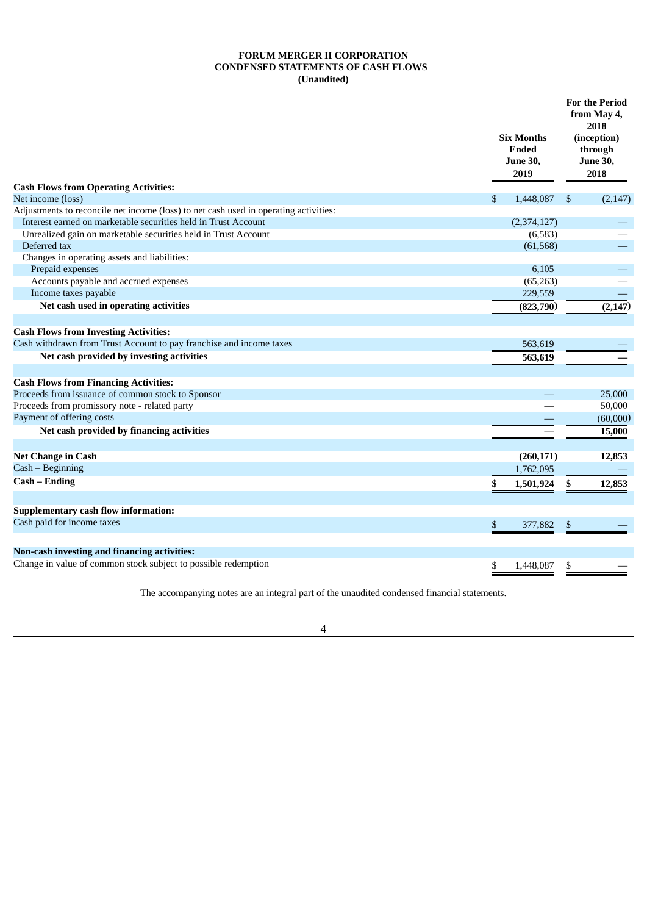**FORUM MERGER II CORPORATION**
**CONDENSED STATEMENTS OF CASH FLOWS**
**(Unaudited)**

| | Six Months Ended June 30, 2019 | For the Period from May 4, 2018 (inception) through June 30, 2018 |
|---|---|---|
| **Cash Flows from Operating Activities:** | | |
| Net income (loss) | $ 1,448,087 | $ (2,147) |
| Adjustments to reconcile net income (loss) to net cash used in operating activities: | | |
| Interest earned on marketable securities held in Trust Account | (2,374,127) | — |
| Unrealized gain on marketable securities held in Trust Account | (6,583) | — |
| Deferred tax | (61,568) | — |
| Changes in operating assets and liabilities: | | |
| Prepaid expenses | 6,105 | — |
| Accounts payable and accrued expenses | (65,263) | — |
| Income taxes payable | 229,559 | — |
| **Net cash used in operating activities** | **(823,790)** | **(2,147)** |
| | | |
| **Cash Flows from Investing Activities:** | | |
| Cash withdrawn from Trust Account to pay franchise and income taxes | 563,619 | — |
| **Net cash provided by investing activities** | **563,619** | **—** |
| | | |
| **Cash Flows from Financing Activities:** | | |
| Proceeds from issuance of common stock to Sponsor | — | 25,000 |
| Proceeds from promissory note - related party | — | 50,000 |
| Payment of offering costs | — | (60,000) |
| **Net cash provided by financing activities** | **—** | **15,000** |
| | | |
| **Net Change in Cash** | **(260,171)** | **12,853** |
| Cash – Beginning | 1,762,095 | — |
| **Cash – Ending** | **$ 1,501,924** | **$ 12,853** |
| | | |
| **Supplementary cash flow information:** | | |
| Cash paid for income taxes | $ 377,882 | $ — |
| | | |
| **Non-cash investing and financing activities:** | | |
| Change in value of common stock subject to possible redemption | $ 1,448,087 | $ — |

The accompanying notes are an integral part of the unaudited condensed financial statements.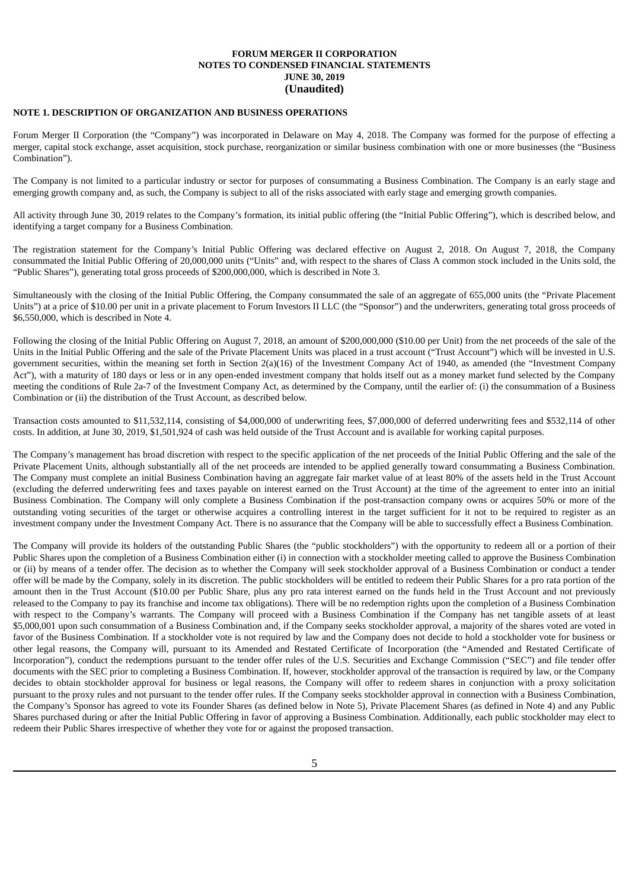**FORUM MERGER II CORPORATION**
**NOTES TO CONDENSED FINANCIAL STATEMENTS**
**JUNE 30, 2019**
**(Unaudited)**

**NOTE 1. DESCRIPTION OF ORGANIZATION AND BUSINESS OPERATIONS**

Forum Merger II Corporation (the "Company") was incorporated in Delaware on May 4, 2018. The Company was formed for the purpose of effecting a merger, capital stock exchange, asset acquisition, stock purchase, reorganization or similar business combination with one or more businesses (the "Business Combination").

The Company is not limited to a particular industry or sector for purposes of consummating a Business Combination. The Company is an early stage and emerging growth company and, as such, the Company is subject to all of the risks associated with early stage and emerging growth companies.

All activity through June 30, 2019 relates to the Company's formation, its initial public offering (the "Initial Public Offering"), which is described below, and identifying a target company for a Business Combination.

The registration statement for the Company's Initial Public Offering was declared effective on August 2, 2018. On August 7, 2018, the Company consummated the Initial Public Offering of 20,000,000 units ("Units" and, with respect to the shares of Class A common stock included in the Units sold, the "Public Shares"), generating total gross proceeds of $200,000,000, which is described in Note 3.

Simultaneously with the closing of the Initial Public Offering, the Company consummated the sale of an aggregate of 655,000 units (the "Private Placement Units") at a price of $10.00 per unit in a private placement to Forum Investors II LLC (the "Sponsor") and the underwriters, generating total gross proceeds of $6,550,000, which is described in Note 4.

Following the closing of the Initial Public Offering on August 7, 2018, an amount of $200,000,000 ($10.00 per Unit) from the net proceeds of the sale of the Units in the Initial Public Offering and the sale of the Private Placement Units was placed in a trust account ("Trust Account") which will be invested in U.S. government securities, within the meaning set forth in Section 2(a)(16) of the Investment Company Act of 1940, as amended (the "Investment Company Act"), with a maturity of 180 days or less or in any open-ended investment company that holds itself out as a money market fund selected by the Company meeting the conditions of Rule 2a-7 of the Investment Company Act, as determined by the Company, until the earlier of: (i) the consummation of a Business Combination or (ii) the distribution of the Trust Account, as described below.

Transaction costs amounted to $11,532,114, consisting of $4,000,000 of underwriting fees, $7,000,000 of deferred underwriting fees and $532,114 of other costs. In addition, at June 30, 2019, $1,501,924 of cash was held outside of the Trust Account and is available for working capital purposes.

The Company's management has broad discretion with respect to the specific application of the net proceeds of the Initial Public Offering and the sale of the Private Placement Units, although substantially all of the net proceeds are intended to be applied generally toward consummating a Business Combination. The Company must complete an initial Business Combination having an aggregate fair market value of at least 80% of the assets held in the Trust Account (excluding the deferred underwriting fees and taxes payable on interest earned on the Trust Account) at the time of the agreement to enter into an initial Business Combination. The Company will only complete a Business Combination if the post-transaction company owns or acquires 50% or more of the outstanding voting securities of the target or otherwise acquires a controlling interest in the target sufficient for it not to be required to register as an investment company under the Investment Company Act. There is no assurance that the Company will be able to successfully effect a Business Combination.

The Company will provide its holders of the outstanding Public Shares (the "public stockholders") with the opportunity to redeem all or a portion of their Public Shares upon the completion of a Business Combination either (i) in connection with a stockholder meeting called to approve the Business Combination or (ii) by means of a tender offer. The decision as to whether the Company will seek stockholder approval of a Business Combination or conduct a tender offer will be made by the Company, solely in its discretion. The public stockholders will be entitled to redeem their Public Shares for a pro rata portion of the amount then in the Trust Account ($10.00 per Public Share, plus any pro rata interest earned on the funds held in the Trust Account and not previously released to the Company to pay its franchise and income tax obligations). There will be no redemption rights upon the completion of a Business Combination with respect to the Company's warrants. The Company will proceed with a Business Combination if the Company has net tangible assets of at least $5,000,001 upon such consummation of a Business Combination and, if the Company seeks stockholder approval, a majority of the shares voted are voted in favor of the Business Combination. If a stockholder vote is not required by law and the Company does not decide to hold a stockholder vote for business or other legal reasons, the Company will, pursuant to its Amended and Restated Certificate of Incorporation (the "Amended and Restated Certificate of Incorporation"), conduct the redemptions pursuant to the tender offer rules of the U.S. Securities and Exchange Commission ("SEC") and file tender offer documents with the SEC prior to completing a Business Combination. If, however, stockholder approval of the transaction is required by law, or the Company decides to obtain stockholder approval for business or legal reasons, the Company will offer to redeem shares in conjunction with a proxy solicitation pursuant to the proxy rules and not pursuant to the tender offer rules. If the Company seeks stockholder approval in connection with a Business Combination, the Company's Sponsor has agreed to vote its Founder Shares (as defined below in Note 5), Private Placement Shares (as defined in Note 4) and any Public Shares purchased during or after the Initial Public Offering in favor of approving a Business Combination. Additionally, each public stockholder may elect to redeem their Public Shares irrespective of whether they vote for or against the proposed transaction.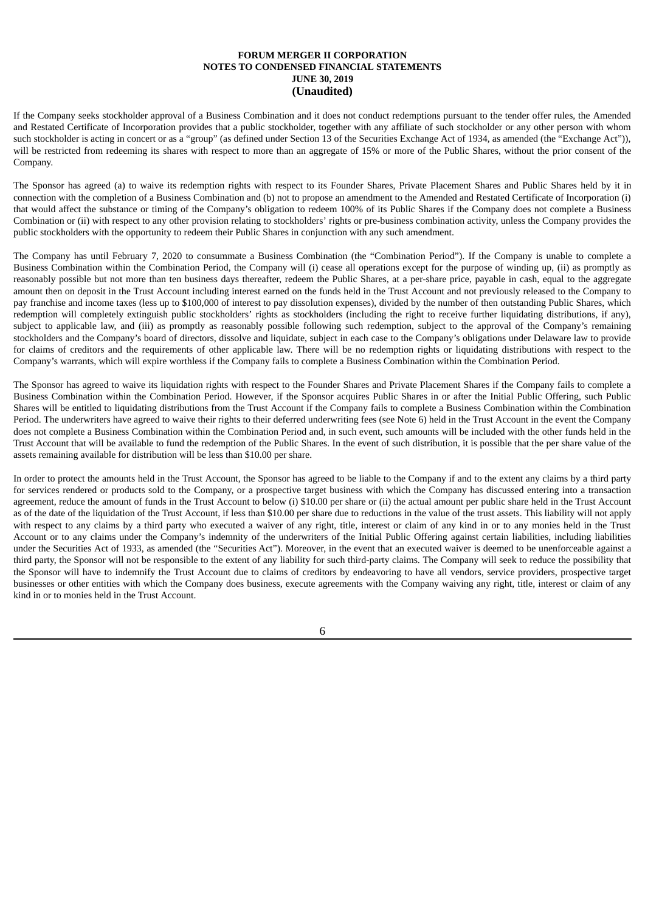If the Company seeks stockholder approval of a Business Combination and it does not conduct redemptions pursuant to the tender offer rules, the Amended and Restated Certificate of Incorporation provides that a public stockholder, together with any affiliate of such stockholder or any other person with whom such stockholder is acting in concert or as a "group" (as defined under Section 13 of the Securities Exchange Act of 1934, as amended (the "Exchange Act")), will be restricted from redeeming its shares with respect to more than an aggregate of 15% or more of the Public Shares, without the prior consent of the Company.

The Sponsor has agreed (a) to waive its redemption rights with respect to its Founder Shares, Private Placement Shares and Public Shares held by it in connection with the completion of a Business Combination and (b) not to propose an amendment to the Amended and Restated Certificate of Incorporation (i) that would affect the substance or timing of the Company's obligation to redeem 100% of its Public Shares if the Company does not complete a Business Combination or (ii) with respect to any other provision relating to stockholders' rights or pre-business combination activity, unless the Company provides the public stockholders with the opportunity to redeem their Public Shares in conjunction with any such amendment.

The Company has until February 7, 2020 to consummate a Business Combination (the "Combination Period"). If the Company is unable to complete a Business Combination within the Combination Period, the Company will (i) cease all operations except for the purpose of winding up, (ii) as promptly as reasonably possible but not more than ten business days thereafter, redeem the Public Shares, at a per-share price, payable in cash, equal to the aggregate amount then on deposit in the Trust Account including interest earned on the funds held in the Trust Account and not previously released to the Company to pay franchise and income taxes (less up to $100,000 of interest to pay dissolution expenses), divided by the number of then outstanding Public Shares, which redemption will completely extinguish public stockholders' rights as stockholders (including the right to receive further liquidating distributions, if any), subject to applicable law, and (iii) as promptly as reasonably possible following such redemption, subject to the approval of the Company's remaining stockholders and the Company's board of directors, dissolve and liquidate, subject in each case to the Company's obligations under Delaware law to provide for claims of creditors and the requirements of other applicable law. There will be no redemption rights or liquidating distributions with respect to the Company's warrants, which will expire worthless if the Company fails to complete a Business Combination within the Combination Period.

The Sponsor has agreed to waive its liquidation rights with respect to the Founder Shares and Private Placement Shares if the Company fails to complete a Business Combination within the Combination Period. However, if the Sponsor acquires Public Shares in or after the Initial Public Offering, such Public Shares will be entitled to liquidating distributions from the Trust Account if the Company fails to complete a Business Combination within the Combination Period. The underwriters have agreed to waive their rights to their deferred underwriting fees (see Note 6) held in the Trust Account in the event the Company does not complete a Business Combination within the Combination Period and, in such event, such amounts will be included with the other funds held in the Trust Account that will be available to fund the redemption of the Public Shares. In the event of such distribution, it is possible that the per share value of the assets remaining available for distribution will be less than $10.00 per share.

In order to protect the amounts held in the Trust Account, the Sponsor has agreed to be liable to the Company if and to the extent any claims by a third party for services rendered or products sold to the Company, or a prospective target business with which the Company has discussed entering into a transaction agreement, reduce the amount of funds in the Trust Account to below (i) $10.00 per share or (ii) the actual amount per public share held in the Trust Account as of the date of the liquidation of the Trust Account, if less than $10.00 per share due to reductions in the value of the trust assets. This liability will not apply with respect to any claims by a third party who executed a waiver of any right, title, interest or claim of any kind in or to any monies held in the Trust Account or to any claims under the Company's indemnity of the underwriters of the Initial Public Offering against certain liabilities, including liabilities under the Securities Act of 1933, as amended (the "Securities Act"). Moreover, in the event that an executed waiver is deemed to be unenforceable against a third party, the Sponsor will not be responsible to the extent of any liability for such third-party claims. The Company will seek to reduce the possibility that the Sponsor will have to indemnify the Trust Account due to claims of creditors by endeavoring to have all vendors, service providers, prospective target businesses or other entities with which the Company does business, execute agreements with the Company waiving any right, title, interest or claim of any kind in or to monies held in the Trust Account.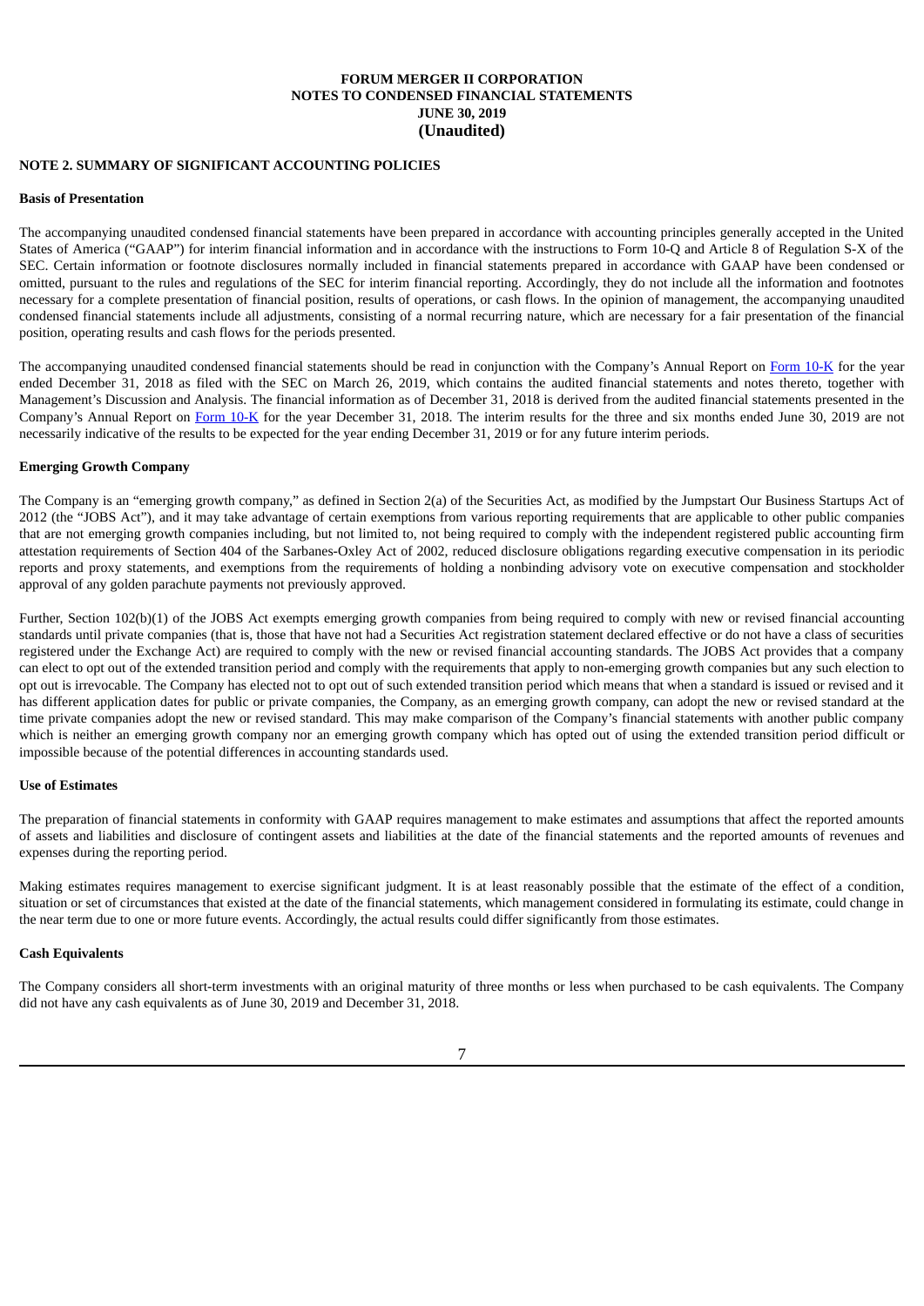**FORUM MERGER II CORPORATION**
**NOTES TO CONDENSED FINANCIAL STATEMENTS**
**JUNE 30, 2019**
**(Unaudited)**

## NOTE 2. SUMMARY OF SIGNIFICANT ACCOUNTING POLICIES

### Basis of Presentation

The accompanying unaudited condensed financial statements have been prepared in accordance with accounting principles generally accepted in the United States of America ("GAAP") for interim financial information and in accordance with the instructions to Form 10-Q and Article 8 of Regulation S-X of the SEC. Certain information or footnote disclosures normally included in financial statements prepared in accordance with GAAP have been condensed or omitted, pursuant to the rules and regulations of the SEC for interim financial reporting. Accordingly, they do not include all the information and footnotes necessary for a complete presentation of financial position, results of operations, or cash flows. In the opinion of management, the accompanying unaudited condensed financial statements include all adjustments, consisting of a normal recurring nature, which are necessary for a fair presentation of the financial position, operating results and cash flows for the periods presented.

The accompanying unaudited condensed financial statements should be read in conjunction with the Company's Annual Report on Form 10-K for the year ended December 31, 2018 as filed with the SEC on March 26, 2019, which contains the audited financial statements and notes thereto, together with Management's Discussion and Analysis. The financial information as of December 31, 2018 is derived from the audited financial statements presented in the Company's Annual Report on Form 10-K for the year December 31, 2018. The interim results for the three and six months ended June 30, 2019 are not necessarily indicative of the results to be expected for the year ending December 31, 2019 or for any future interim periods.

### Emerging Growth Company

The Company is an "emerging growth company," as defined in Section 2(a) of the Securities Act, as modified by the Jumpstart Our Business Startups Act of 2012 (the "JOBS Act"), and it may take advantage of certain exemptions from various reporting requirements that are applicable to other public companies that are not emerging growth companies including, but not limited to, not being required to comply with the independent registered public accounting firm attestation requirements of Section 404 of the Sarbanes-Oxley Act of 2002, reduced disclosure obligations regarding executive compensation in its periodic reports and proxy statements, and exemptions from the requirements of holding a nonbinding advisory vote on executive compensation and stockholder approval of any golden parachute payments not previously approved.

Further, Section 102(b)(1) of the JOBS Act exempts emerging growth companies from being required to comply with new or revised financial accounting standards until private companies (that is, those that have not had a Securities Act registration statement declared effective or do not have a class of securities registered under the Exchange Act) are required to comply with the new or revised financial accounting standards. The JOBS Act provides that a company can elect to opt out of the extended transition period and comply with the requirements that apply to non-emerging growth companies but any such election to opt out is irrevocable. The Company has elected not to opt out of such extended transition period which means that when a standard is issued or revised and it has different application dates for public or private companies, the Company, as an emerging growth company, can adopt the new or revised standard at the time private companies adopt the new or revised standard. This may make comparison of the Company's financial statements with another public company which is neither an emerging growth company nor an emerging growth company which has opted out of using the extended transition period difficult or impossible because of the potential differences in accounting standards used.

### Use of Estimates

The preparation of financial statements in conformity with GAAP requires management to make estimates and assumptions that affect the reported amounts of assets and liabilities and disclosure of contingent assets and liabilities at the date of the financial statements and the reported amounts of revenues and expenses during the reporting period.

Making estimates requires management to exercise significant judgment. It is at least reasonably possible that the estimate of the effect of a condition, situation or set of circumstances that existed at the date of the financial statements, which management considered in formulating its estimate, could change in the near term due to one or more future events. Accordingly, the actual results could differ significantly from those estimates.

### Cash Equivalents

The Company considers all short-term investments with an original maturity of three months or less when purchased to be cash equivalents. The Company did not have any cash equivalents as of June 30, 2019 and December 31, 2018.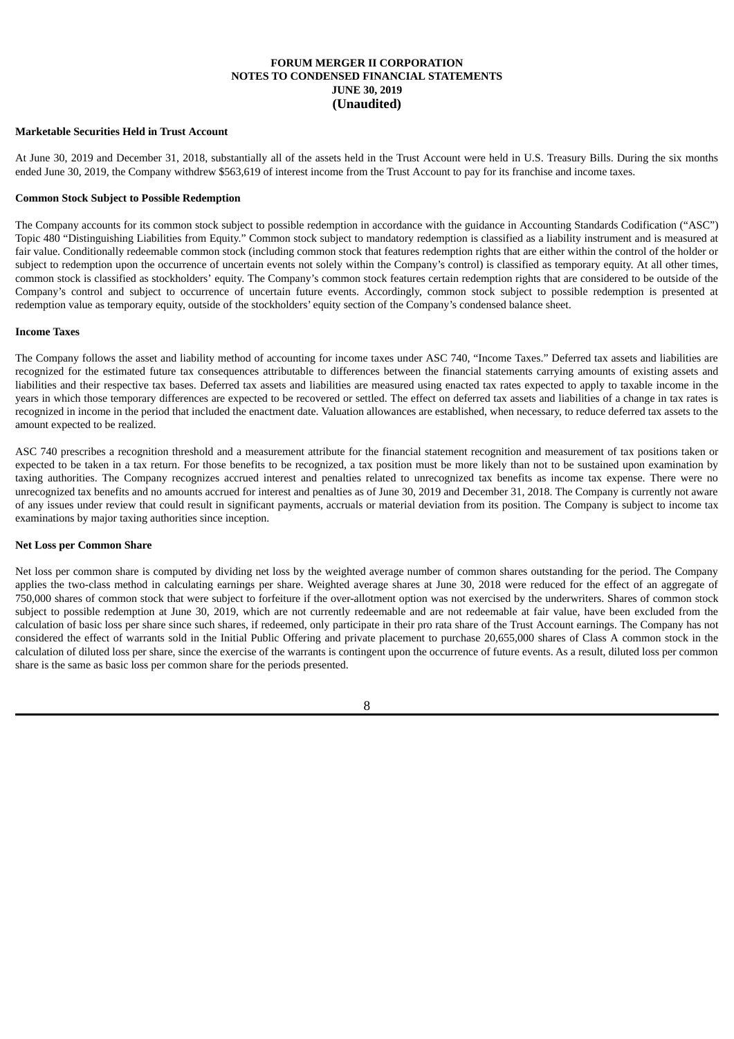**Marketable Securities Held in Trust Account**

At June 30, 2019 and December 31, 2018, substantially all of the assets held in the Trust Account were held in U.S. Treasury Bills. During the six months ended June 30, 2019, the Company withdrew $563,619 of interest income from the Trust Account to pay for its franchise and income taxes.

**Common Stock Subject to Possible Redemption**

The Company accounts for its common stock subject to possible redemption in accordance with the guidance in Accounting Standards Codification ("ASC") Topic 480 "Distinguishing Liabilities from Equity." Common stock subject to mandatory redemption is classified as a liability instrument and is measured at fair value. Conditionally redeemable common stock (including common stock that features redemption rights that are either within the control of the holder or subject to redemption upon the occurrence of uncertain events not solely within the Company's control) is classified as temporary equity. At all other times, common stock is classified as stockholders' equity. The Company's common stock features certain redemption rights that are considered to be outside of the Company's control and subject to occurrence of uncertain future events. Accordingly, common stock subject to possible redemption is presented at redemption value as temporary equity, outside of the stockholders' equity section of the Company's condensed balance sheet.

**Income Taxes**

The Company follows the asset and liability method of accounting for income taxes under ASC 740, "Income Taxes." Deferred tax assets and liabilities are recognized for the estimated future tax consequences attributable to differences between the financial statements carrying amounts of existing assets and liabilities and their respective tax bases. Deferred tax assets and liabilities are measured using enacted tax rates expected to apply to taxable income in the years in which those temporary differences are expected to be recovered or settled. The effect on deferred tax assets and liabilities of a change in tax rates is recognized in income in the period that included the enactment date. Valuation allowances are established, when necessary, to reduce deferred tax assets to the amount expected to be realized.

ASC 740 prescribes a recognition threshold and a measurement attribute for the financial statement recognition and measurement of tax positions taken or expected to be taken in a tax return. For those benefits to be recognized, a tax position must be more likely than not to be sustained upon examination by taxing authorities. The Company recognizes accrued interest and penalties related to unrecognized tax benefits as income tax expense. There were no unrecognized tax benefits and no amounts accrued for interest and penalties as of June 30, 2019 and December 31, 2018. The Company is currently not aware of any issues under review that could result in significant payments, accruals or material deviation from its position. The Company is subject to income tax examinations by major taxing authorities since inception.

**Net Loss per Common Share**

Net loss per common share is computed by dividing net loss by the weighted average number of common shares outstanding for the period. The Company applies the two-class method in calculating earnings per share. Weighted average shares at June 30, 2018 were reduced for the effect of an aggregate of 750,000 shares of common stock that were subject to forfeiture if the over-allotment option was not exercised by the underwriters. Shares of common stock subject to possible redemption at June 30, 2019, which are not currently redeemable and are not redeemable at fair value, have been excluded from the calculation of basic loss per share since such shares, if redeemed, only participate in their pro rata share of the Trust Account earnings. The Company has not considered the effect of warrants sold in the Initial Public Offering and private placement to purchase 20,655,000 shares of Class A common stock in the calculation of diluted loss per share, since the exercise of the warrants is contingent upon the occurrence of future events. As a result, diluted loss per common share is the same as basic loss per common share for the periods presented.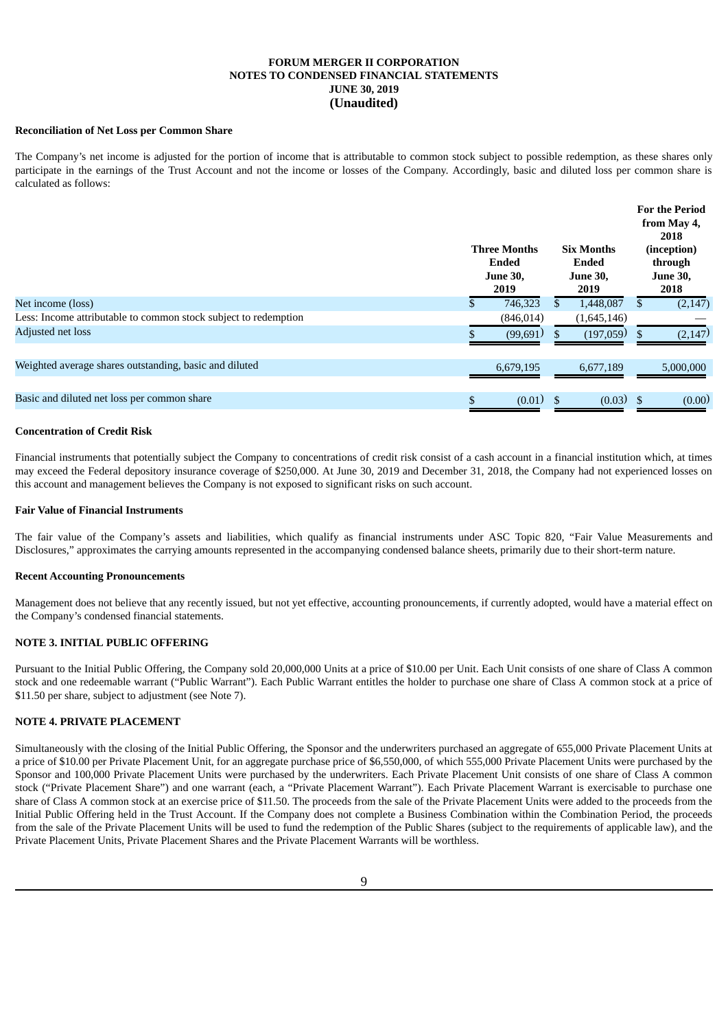**FORUM MERGER II CORPORATION**
**NOTES TO CONDENSED FINANCIAL STATEMENTS**
**JUNE 30, 2019**
**(Unaudited)**

**Reconciliation of Net Loss per Common Share**

The Company's net income is adjusted for the portion of income that is attributable to common stock subject to possible redemption, as these shares only participate in the earnings of the Trust Account and not the income or losses of the Company. Accordingly, basic and diluted loss per common share is calculated as follows:

| | Three Months Ended June 30, 2019 | Six Months Ended June 30, 2019 | For the Period from May 4, 2018 (inception) through June 30, 2018 |
|---|---|---|---|
| Net income (loss) | $ 746,323 | $ 1,448,087 | $ (2,147) |
| Less: Income attributable to common stock subject to redemption | (846,014) | (1,645,146) | — |
| Adjusted net loss | $ (99,691) | $ (197,059) | $ (2,147) |
| | | | |
| Weighted average shares outstanding, basic and diluted | 6,679,195 | 6,677,189 | 5,000,000 |
| | | | |
| Basic and diluted net loss per common share | $ (0.01) | $ (0.03) | $ (0.00) |

**Concentration of Credit Risk**

Financial instruments that potentially subject the Company to concentrations of credit risk consist of a cash account in a financial institution which, at times may exceed the Federal depository insurance coverage of $250,000. At June 30, 2019 and December 31, 2018, the Company had not experienced losses on this account and management believes the Company is not exposed to significant risks on such account.

**Fair Value of Financial Instruments**

The fair value of the Company's assets and liabilities, which qualify as financial instruments under ASC Topic 820, "Fair Value Measurements and Disclosures," approximates the carrying amounts represented in the accompanying condensed balance sheets, primarily due to their short-term nature.

**Recent Accounting Pronouncements**

Management does not believe that any recently issued, but not yet effective, accounting pronouncements, if currently adopted, would have a material effect on the Company's condensed financial statements.

**NOTE 3. INITIAL PUBLIC OFFERING**

Pursuant to the Initial Public Offering, the Company sold 20,000,000 Units at a price of $10.00 per Unit. Each Unit consists of one share of Class A common stock and one redeemable warrant ("Public Warrant"). Each Public Warrant entitles the holder to purchase one share of Class A common stock at a price of $11.50 per share, subject to adjustment (see Note 7).

**NOTE 4. PRIVATE PLACEMENT**

Simultaneously with the closing of the Initial Public Offering, the Sponsor and the underwriters purchased an aggregate of 655,000 Private Placement Units at a price of $10.00 per Private Placement Unit, for an aggregate purchase price of $6,550,000, of which 555,000 Private Placement Units were purchased by the Sponsor and 100,000 Private Placement Units were purchased by the underwriters. Each Private Placement Unit consists of one share of Class A common stock ("Private Placement Share") and one warrant (each, a "Private Placement Warrant"). Each Private Placement Warrant is exercisable to purchase one share of Class A common stock at an exercise price of $11.50. The proceeds from the sale of the Private Placement Units were added to the proceeds from the Initial Public Offering held in the Trust Account. If the Company does not complete a Business Combination within the Combination Period, the proceeds from the sale of the Private Placement Units will be used to fund the redemption of the Public Shares (subject to the requirements of applicable law), and the Private Placement Units, Private Placement Shares and the Private Placement Warrants will be worthless.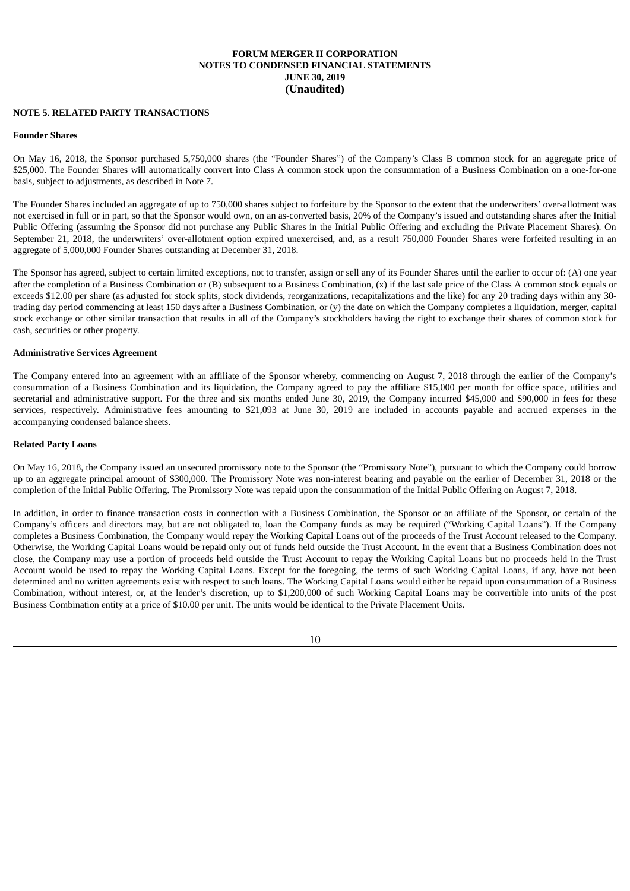**FORUM MERGER II CORPORATION**
**NOTES TO CONDENSED FINANCIAL STATEMENTS**
**JUNE 30, 2019**
**(Unaudited)**

**NOTE 5. RELATED PARTY TRANSACTIONS**

**Founder Shares**

On May 16, 2018, the Sponsor purchased 5,750,000 shares (the "Founder Shares") of the Company's Class B common stock for an aggregate price of $25,000. The Founder Shares will automatically convert into Class A common stock upon the consummation of a Business Combination on a one-for-one basis, subject to adjustments, as described in Note 7.

The Founder Shares included an aggregate of up to 750,000 shares subject to forfeiture by the Sponsor to the extent that the underwriters' over-allotment was not exercised in full or in part, so that the Sponsor would own, on an as-converted basis, 20% of the Company's issued and outstanding shares after the Initial Public Offering (assuming the Sponsor did not purchase any Public Shares in the Initial Public Offering and excluding the Private Placement Shares). On September 21, 2018, the underwriters' over-allotment option expired unexercised, and, as a result 750,000 Founder Shares were forfeited resulting in an aggregate of 5,000,000 Founder Shares outstanding at December 31, 2018.

The Sponsor has agreed, subject to certain limited exceptions, not to transfer, assign or sell any of its Founder Shares until the earlier to occur of: (A) one year after the completion of a Business Combination or (B) subsequent to a Business Combination, (x) if the last sale price of the Class A common stock equals or exceeds $12.00 per share (as adjusted for stock splits, stock dividends, reorganizations, recapitalizations and the like) for any 20 trading days within any 30-trading day period commencing at least 150 days after a Business Combination, or (y) the date on which the Company completes a liquidation, merger, capital stock exchange or other similar transaction that results in all of the Company's stockholders having the right to exchange their shares of common stock for cash, securities or other property.

**Administrative Services Agreement**

The Company entered into an agreement with an affiliate of the Sponsor whereby, commencing on August 7, 2018 through the earlier of the Company's consummation of a Business Combination and its liquidation, the Company agreed to pay the affiliate $15,000 per month for office space, utilities and secretarial and administrative support. For the three and six months ended June 30, 2019, the Company incurred $45,000 and $90,000 in fees for these services, respectively. Administrative fees amounting to $21,093 at June 30, 2019 are included in accounts payable and accrued expenses in the accompanying condensed balance sheets.

**Related Party Loans**

On May 16, 2018, the Company issued an unsecured promissory note to the Sponsor (the "Promissory Note"), pursuant to which the Company could borrow up to an aggregate principal amount of $300,000. The Promissory Note was non-interest bearing and payable on the earlier of December 31, 2018 or the completion of the Initial Public Offering. The Promissory Note was repaid upon the consummation of the Initial Public Offering on August 7, 2018.

In addition, in order to finance transaction costs in connection with a Business Combination, the Sponsor or an affiliate of the Sponsor, or certain of the Company's officers and directors may, but are not obligated to, loan the Company funds as may be required ("Working Capital Loans"). If the Company completes a Business Combination, the Company would repay the Working Capital Loans out of the proceeds of the Trust Account released to the Company. Otherwise, the Working Capital Loans would be repaid only out of funds held outside the Trust Account. In the event that a Business Combination does not close, the Company may use a portion of proceeds held outside the Trust Account to repay the Working Capital Loans but no proceeds held in the Trust Account would be used to repay the Working Capital Loans. Except for the foregoing, the terms of such Working Capital Loans, if any, have not been determined and no written agreements exist with respect to such loans. The Working Capital Loans would either be repaid upon consummation of a Business Combination, without interest, or, at the lender's discretion, up to $1,200,000 of such Working Capital Loans may be convertible into units of the post Business Combination entity at a price of $10.00 per unit. The units would be identical to the Private Placement Units.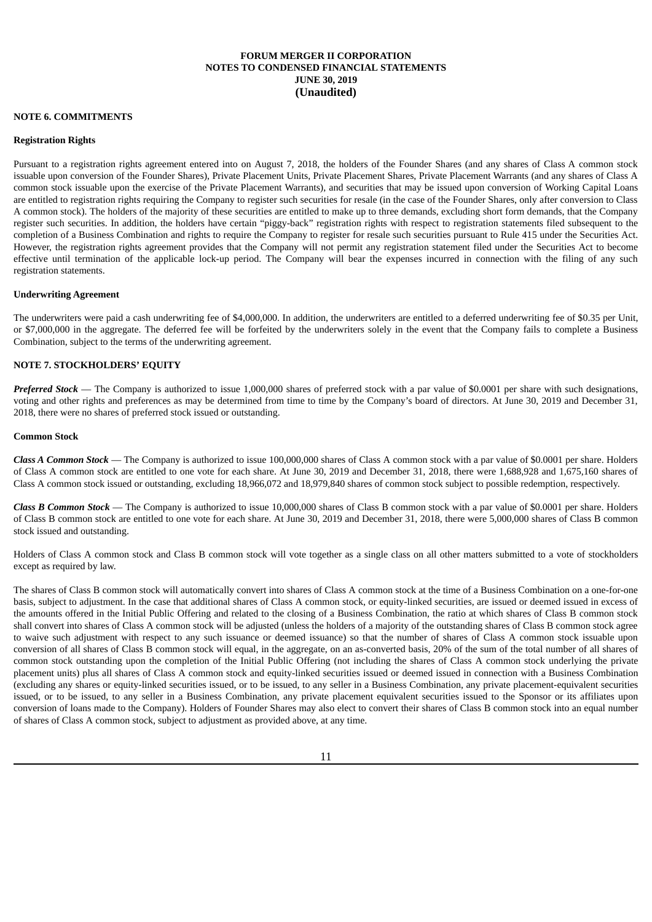**FORUM MERGER II CORPORATION**
**NOTES TO CONDENSED FINANCIAL STATEMENTS**
**JUNE 30, 2019**
**(Unaudited)**

**NOTE 6. COMMITMENTS**

**Registration Rights**

Pursuant to a registration rights agreement entered into on August 7, 2018, the holders of the Founder Shares (and any shares of Class A common stock issuable upon conversion of the Founder Shares), Private Placement Units, Private Placement Shares, Private Placement Warrants (and any shares of Class A common stock issuable upon the exercise of the Private Placement Warrants), and securities that may be issued upon conversion of Working Capital Loans are entitled to registration rights requiring the Company to register such securities for resale (in the case of the Founder Shares, only after conversion to Class A common stock). The holders of the majority of these securities are entitled to make up to three demands, excluding short form demands, that the Company register such securities. In addition, the holders have certain "piggy-back" registration rights with respect to registration statements filed subsequent to the completion of a Business Combination and rights to require the Company to register for resale such securities pursuant to Rule 415 under the Securities Act. However, the registration rights agreement provides that the Company will not permit any registration statement filed under the Securities Act to become effective until termination of the applicable lock-up period. The Company will bear the expenses incurred in connection with the filing of any such registration statements.

**Underwriting Agreement**

The underwriters were paid a cash underwriting fee of $4,000,000. In addition, the underwriters are entitled to a deferred underwriting fee of $0.35 per Unit, or $7,000,000 in the aggregate. The deferred fee will be forfeited by the underwriters solely in the event that the Company fails to complete a Business Combination, subject to the terms of the underwriting agreement.

**NOTE 7. STOCKHOLDERS' EQUITY**

***Preferred Stock*** — The Company is authorized to issue 1,000,000 shares of preferred stock with a par value of $0.0001 per share with such designations, voting and other rights and preferences as may be determined from time to time by the Company's board of directors. At June 30, 2019 and December 31, 2018, there were no shares of preferred stock issued or outstanding.

**Common Stock**

***Class A Common Stock*** — The Company is authorized to issue 100,000,000 shares of Class A common stock with a par value of $0.0001 per share. Holders of Class A common stock are entitled to one vote for each share. At June 30, 2019 and December 31, 2018, there were 1,688,928 and 1,675,160 shares of Class A common stock issued or outstanding, excluding 18,966,072 and 18,979,840 shares of common stock subject to possible redemption, respectively.

***Class B Common Stock*** — The Company is authorized to issue 10,000,000 shares of Class B common stock with a par value of $0.0001 per share. Holders of Class B common stock are entitled to one vote for each share. At June 30, 2019 and December 31, 2018, there were 5,000,000 shares of Class B common stock issued and outstanding.

Holders of Class A common stock and Class B common stock will vote together as a single class on all other matters submitted to a vote of stockholders except as required by law.

The shares of Class B common stock will automatically convert into shares of Class A common stock at the time of a Business Combination on a one-for-one basis, subject to adjustment. In the case that additional shares of Class A common stock, or equity-linked securities, are issued or deemed issued in excess of the amounts offered in the Initial Public Offering and related to the closing of a Business Combination, the ratio at which shares of Class B common stock shall convert into shares of Class A common stock will be adjusted (unless the holders of a majority of the outstanding shares of Class B common stock agree to waive such adjustment with respect to any such issuance or deemed issuance) so that the number of shares of Class A common stock issuable upon conversion of all shares of Class B common stock will equal, in the aggregate, on an as-converted basis, 20% of the sum of the total number of all shares of common stock outstanding upon the completion of the Initial Public Offering (not including the shares of Class A common stock underlying the private placement units) plus all shares of Class A common stock and equity-linked securities issued or deemed issued in connection with a Business Combination (excluding any shares or equity-linked securities issued, or to be issued, to any seller in a Business Combination, any private placement-equivalent securities issued, or to be issued, to any seller in a Business Combination, any private placement equivalent securities issued to the Sponsor or its affiliates upon conversion of loans made to the Company). Holders of Founder Shares may also elect to convert their shares of Class B common stock into an equal number of shares of Class A common stock, subject to adjustment as provided above, at any time.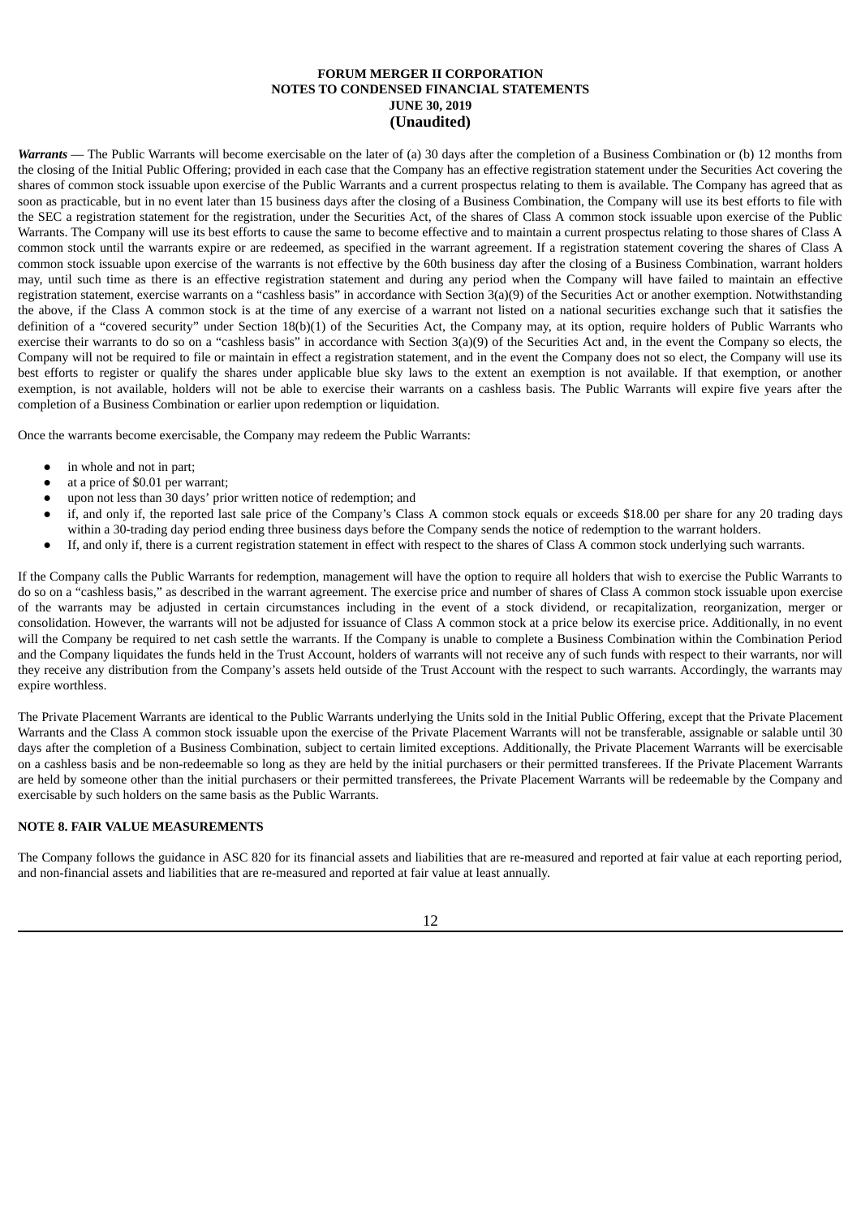***Warrants*** — The Public Warrants will become exercisable on the later of (a) 30 days after the completion of a Business Combination or (b) 12 months from the closing of the Initial Public Offering; provided in each case that the Company has an effective registration statement under the Securities Act covering the shares of common stock issuable upon exercise of the Public Warrants and a current prospectus relating to them is available. The Company has agreed that as soon as practicable, but in no event later than 15 business days after the closing of a Business Combination, the Company will use its best efforts to file with the SEC a registration statement for the registration, under the Securities Act, of the shares of Class A common stock issuable upon exercise of the Public Warrants. The Company will use its best efforts to cause the same to become effective and to maintain a current prospectus relating to those shares of Class A common stock until the warrants expire or are redeemed, as specified in the warrant agreement. If a registration statement covering the shares of Class A common stock issuable upon exercise of the warrants is not effective by the 60th business day after the closing of a Business Combination, warrant holders may, until such time as there is an effective registration statement and during any period when the Company will have failed to maintain an effective registration statement, exercise warrants on a "cashless basis" in accordance with Section 3(a)(9) of the Securities Act or another exemption. Notwithstanding the above, if the Class A common stock is at the time of any exercise of a warrant not listed on a national securities exchange such that it satisfies the definition of a "covered security" under Section 18(b)(1) of the Securities Act, the Company may, at its option, require holders of Public Warrants who exercise their warrants to do so on a "cashless basis" in accordance with Section 3(a)(9) of the Securities Act and, in the event the Company so elects, the Company will not be required to file or maintain in effect a registration statement, and in the event the Company does not so elect, the Company will use its best efforts to register or qualify the shares under applicable blue sky laws to the extent an exemption is not available. If that exemption, or another exemption, is not available, holders will not be able to exercise their warrants on a cashless basis. The Public Warrants will expire five years after the completion of a Business Combination or earlier upon redemption or liquidation.

Once the warrants become exercisable, the Company may redeem the Public Warrants:

- in whole and not in part;
- at a price of $0.01 per warrant;
- upon not less than 30 days' prior written notice of redemption; and
- if, and only if, the reported last sale price of the Company's Class A common stock equals or exceeds $18.00 per share for any 20 trading days within a 30-trading day period ending three business days before the Company sends the notice of redemption to the warrant holders.
- If, and only if, there is a current registration statement in effect with respect to the shares of Class A common stock underlying such warrants.

If the Company calls the Public Warrants for redemption, management will have the option to require all holders that wish to exercise the Public Warrants to do so on a "cashless basis," as described in the warrant agreement. The exercise price and number of shares of Class A common stock issuable upon exercise of the warrants may be adjusted in certain circumstances including in the event of a stock dividend, or recapitalization, reorganization, merger or consolidation. However, the warrants will not be adjusted for issuance of Class A common stock at a price below its exercise price. Additionally, in no event will the Company be required to net cash settle the warrants. If the Company is unable to complete a Business Combination within the Combination Period and the Company liquidates the funds held in the Trust Account, holders of warrants will not receive any of such funds with respect to their warrants, nor will they receive any distribution from the Company's assets held outside of the Trust Account with the respect to such warrants. Accordingly, the warrants may expire worthless.

The Private Placement Warrants are identical to the Public Warrants underlying the Units sold in the Initial Public Offering, except that the Private Placement Warrants and the Class A common stock issuable upon the exercise of the Private Placement Warrants will not be transferable, assignable or salable until 30 days after the completion of a Business Combination, subject to certain limited exceptions. Additionally, the Private Placement Warrants will be exercisable on a cashless basis and be non-redeemable so long as they are held by the initial purchasers or their permitted transferees. If the Private Placement Warrants are held by someone other than the initial purchasers or their permitted transferees, the Private Placement Warrants will be redeemable by the Company and exercisable by such holders on the same basis as the Public Warrants.

## NOTE 8. FAIR VALUE MEASUREMENTS

The Company follows the guidance in ASC 820 for its financial assets and liabilities that are re-measured and reported at fair value at each reporting period, and non-financial assets and liabilities that are re-measured and reported at fair value at least annually.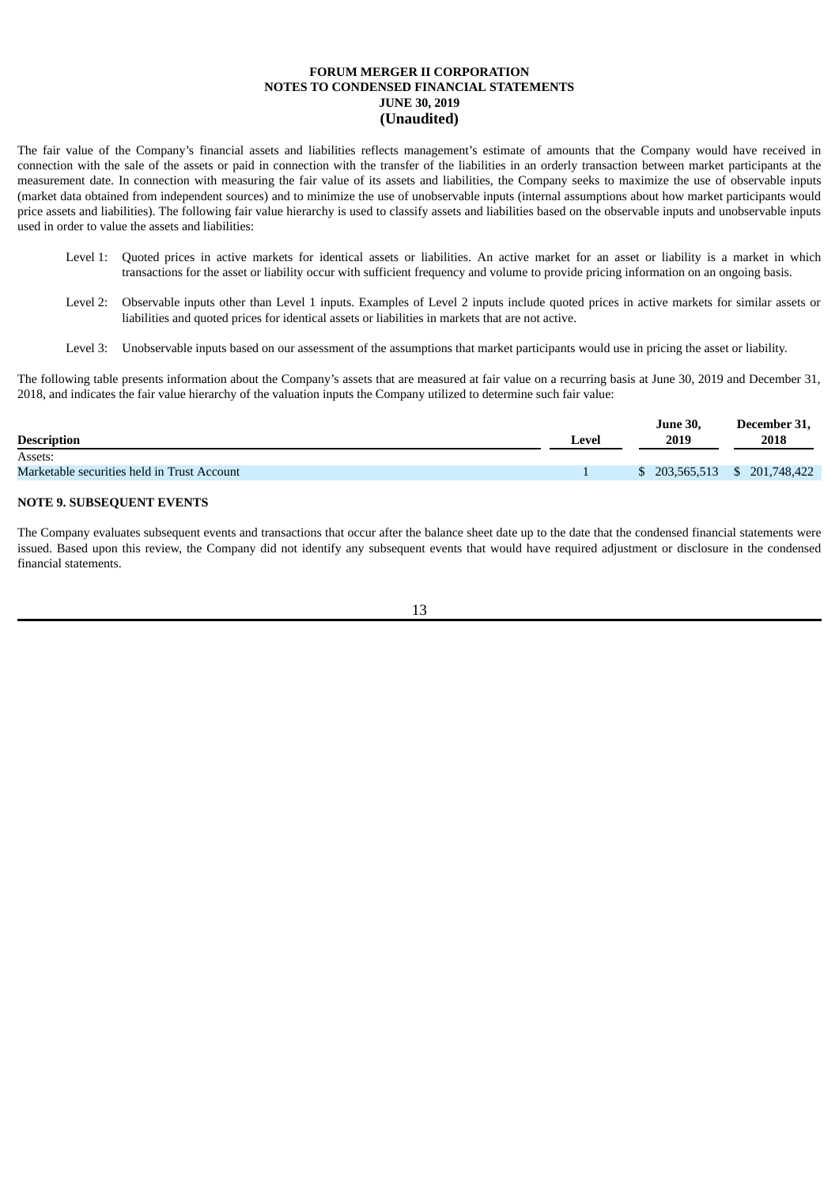The fair value of the Company's financial assets and liabilities reflects management's estimate of amounts that the Company would have received in connection with the sale of the assets or paid in connection with the transfer of the liabilities in an orderly transaction between market participants at the measurement date. In connection with measuring the fair value of its assets and liabilities, the Company seeks to maximize the use of observable inputs (market data obtained from independent sources) and to minimize the use of unobservable inputs (internal assumptions about how market participants would price assets and liabilities). The following fair value hierarchy is used to classify assets and liabilities based on the observable inputs and unobservable inputs used in order to value the assets and liabilities:

Level 1: Quoted prices in active markets for identical assets or liabilities. An active market for an asset or liability is a market in which transactions for the asset or liability occur with sufficient frequency and volume to provide pricing information on an ongoing basis.

Level 2: Observable inputs other than Level 1 inputs. Examples of Level 2 inputs include quoted prices in active markets for similar assets or liabilities and quoted prices for identical assets or liabilities in markets that are not active.

Level 3: Unobservable inputs based on our assessment of the assumptions that market participants would use in pricing the asset or liability.

The following table presents information about the Company's assets that are measured at fair value on a recurring basis at June 30, 2019 and December 31, 2018, and indicates the fair value hierarchy of the valuation inputs the Company utilized to determine such fair value:

| Description | Level | June 30, 2019 | December 31, 2018 |
|---|---|---|---|
| Assets: | | | |
| Marketable securities held in Trust Account | 1 | $ 203,565,513 | $ 201,748,422 |

**NOTE 9. SUBSEQUENT EVENTS**

The Company evaluates subsequent events and transactions that occur after the balance sheet date up to the date that the condensed financial statements were issued. Based upon this review, the Company did not identify any subsequent events that would have required adjustment or disclosure in the condensed financial statements.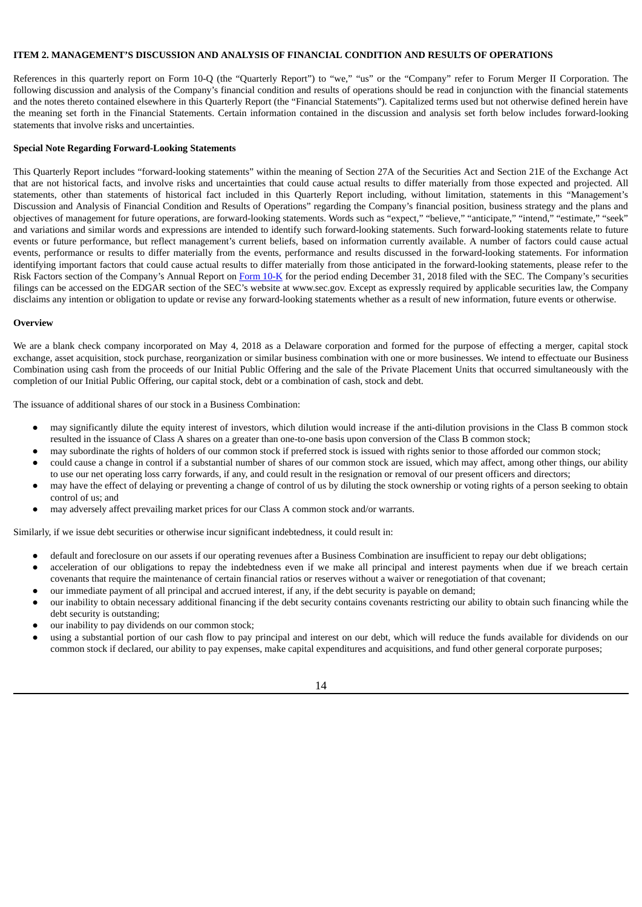### ITEM 2. MANAGEMENT'S DISCUSSION AND ANALYSIS OF FINANCIAL CONDITION AND RESULTS OF OPERATIONS

References in this quarterly report on Form 10-Q (the "Quarterly Report") to "we," "us" or the "Company" refer to Forum Merger II Corporation. The following discussion and analysis of the Company's financial condition and results of operations should be read in conjunction with the financial statements and the notes thereto contained elsewhere in this Quarterly Report (the "Financial Statements"). Capitalized terms used but not otherwise defined herein have the meaning set forth in the Financial Statements. Certain information contained in the discussion and analysis set forth below includes forward-looking statements that involve risks and uncertainties.

**Special Note Regarding Forward-Looking Statements**

This Quarterly Report includes "forward-looking statements" within the meaning of Section 27A of the Securities Act and Section 21E of the Exchange Act that are not historical facts, and involve risks and uncertainties that could cause actual results to differ materially from those expected and projected. All statements, other than statements of historical fact included in this Quarterly Report including, without limitation, statements in this "Management's Discussion and Analysis of Financial Condition and Results of Operations" regarding the Company's financial position, business strategy and the plans and objectives of management for future operations, are forward-looking statements. Words such as "expect," "believe," "anticipate," "intend," "estimate," "seek" and variations and similar words and expressions are intended to identify such forward-looking statements. Such forward-looking statements relate to future events or future performance, but reflect management's current beliefs, based on information currently available. A number of factors could cause actual events, performance or results to differ materially from the events, performance and results discussed in the forward-looking statements. For information identifying important factors that could cause actual results to differ materially from those anticipated in the forward-looking statements, please refer to the Risk Factors section of the Company's Annual Report on Form 10-K for the period ending December 31, 2018 filed with the SEC. The Company's securities filings can be accessed on the EDGAR section of the SEC's website at www.sec.gov. Except as expressly required by applicable securities law, the Company disclaims any intention or obligation to update or revise any forward-looking statements whether as a result of new information, future events or otherwise.

**Overview**

We are a blank check company incorporated on May 4, 2018 as a Delaware corporation and formed for the purpose of effecting a merger, capital stock exchange, asset acquisition, stock purchase, reorganization or similar business combination with one or more businesses. We intend to effectuate our Business Combination using cash from the proceeds of our Initial Public Offering and the sale of the Private Placement Units that occurred simultaneously with the completion of our Initial Public Offering, our capital stock, debt or a combination of cash, stock and debt.

The issuance of additional shares of our stock in a Business Combination:

- may significantly dilute the equity interest of investors, which dilution would increase if the anti-dilution provisions in the Class B common stock resulted in the issuance of Class A shares on a greater than one-to-one basis upon conversion of the Class B common stock;
- may subordinate the rights of holders of our common stock if preferred stock is issued with rights senior to those afforded our common stock;
- could cause a change in control if a substantial number of shares of our common stock are issued, which may affect, among other things, our ability to use our net operating loss carry forwards, if any, and could result in the resignation or removal of our present officers and directors;
- may have the effect of delaying or preventing a change of control of us by diluting the stock ownership or voting rights of a person seeking to obtain control of us; and
- may adversely affect prevailing market prices for our Class A common stock and/or warrants.

Similarly, if we issue debt securities or otherwise incur significant indebtedness, it could result in:

- default and foreclosure on our assets if our operating revenues after a Business Combination are insufficient to repay our debt obligations;
- acceleration of our obligations to repay the indebtedness even if we make all principal and interest payments when due if we breach certain covenants that require the maintenance of certain financial ratios or reserves without a waiver or renegotiation of that covenant;
- our immediate payment of all principal and accrued interest, if any, if the debt security is payable on demand;
- our inability to obtain necessary additional financing if the debt security contains covenants restricting our ability to obtain such financing while the debt security is outstanding;
- our inability to pay dividends on our common stock;
- using a substantial portion of our cash flow to pay principal and interest on our debt, which will reduce the funds available for dividends on our common stock if declared, our ability to pay expenses, make capital expenditures and acquisitions, and fund other general corporate purposes;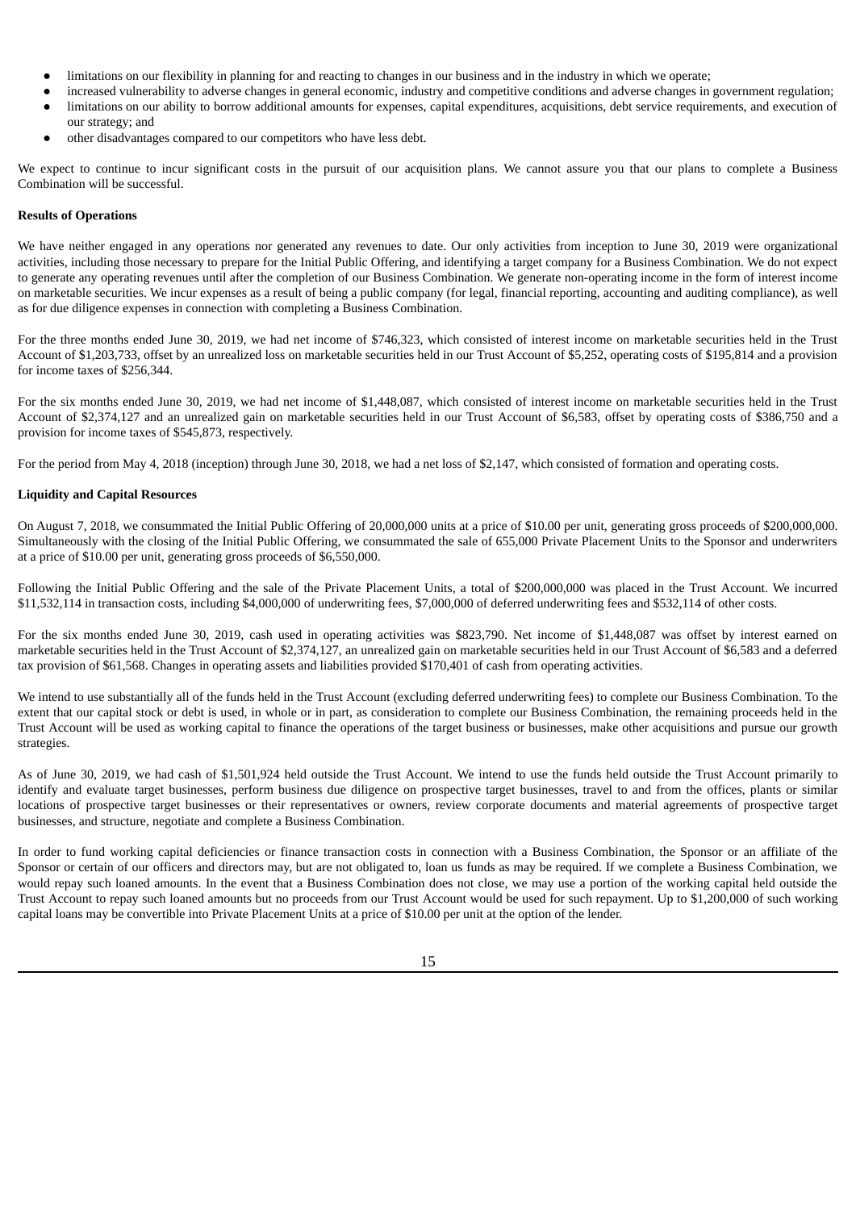- limitations on our flexibility in planning for and reacting to changes in our business and in the industry in which we operate;
- increased vulnerability to adverse changes in general economic, industry and competitive conditions and adverse changes in government regulation;
- limitations on our ability to borrow additional amounts for expenses, capital expenditures, acquisitions, debt service requirements, and execution of our strategy; and
- other disadvantages compared to our competitors who have less debt.

We expect to continue to incur significant costs in the pursuit of our acquisition plans. We cannot assure you that our plans to complete a Business Combination will be successful.

**Results of Operations**

We have neither engaged in any operations nor generated any revenues to date. Our only activities from inception to June 30, 2019 were organizational activities, including those necessary to prepare for the Initial Public Offering, and identifying a target company for a Business Combination. We do not expect to generate any operating revenues until after the completion of our Business Combination. We generate non-operating income in the form of interest income on marketable securities. We incur expenses as a result of being a public company (for legal, financial reporting, accounting and auditing compliance), as well as for due diligence expenses in connection with completing a Business Combination.

For the three months ended June 30, 2019, we had net income of $746,323, which consisted of interest income on marketable securities held in the Trust Account of $1,203,733, offset by an unrealized loss on marketable securities held in our Trust Account of $5,252, operating costs of $195,814 and a provision for income taxes of $256,344.

For the six months ended June 30, 2019, we had net income of $1,448,087, which consisted of interest income on marketable securities held in the Trust Account of $2,374,127 and an unrealized gain on marketable securities held in our Trust Account of $6,583, offset by operating costs of $386,750 and a provision for income taxes of $545,873, respectively.

For the period from May 4, 2018 (inception) through June 30, 2018, we had a net loss of $2,147, which consisted of formation and operating costs.

**Liquidity and Capital Resources**

On August 7, 2018, we consummated the Initial Public Offering of 20,000,000 units at a price of $10.00 per unit, generating gross proceeds of $200,000,000. Simultaneously with the closing of the Initial Public Offering, we consummated the sale of 655,000 Private Placement Units to the Sponsor and underwriters at a price of $10.00 per unit, generating gross proceeds of $6,550,000.

Following the Initial Public Offering and the sale of the Private Placement Units, a total of $200,000,000 was placed in the Trust Account. We incurred $11,532,114 in transaction costs, including $4,000,000 of underwriting fees, $7,000,000 of deferred underwriting fees and $532,114 of other costs.

For the six months ended June 30, 2019, cash used in operating activities was $823,790. Net income of $1,448,087 was offset by interest earned on marketable securities held in the Trust Account of $2,374,127, an unrealized gain on marketable securities held in our Trust Account of $6,583 and a deferred tax provision of $61,568. Changes in operating assets and liabilities provided $170,401 of cash from operating activities.

We intend to use substantially all of the funds held in the Trust Account (excluding deferred underwriting fees) to complete our Business Combination. To the extent that our capital stock or debt is used, in whole or in part, as consideration to complete our Business Combination, the remaining proceeds held in the Trust Account will be used as working capital to finance the operations of the target business or businesses, make other acquisitions and pursue our growth strategies.

As of June 30, 2019, we had cash of $1,501,924 held outside the Trust Account. We intend to use the funds held outside the Trust Account primarily to identify and evaluate target businesses, perform business due diligence on prospective target businesses, travel to and from the offices, plants or similar locations of prospective target businesses or their representatives or owners, review corporate documents and material agreements of prospective target businesses, and structure, negotiate and complete a Business Combination.

In order to fund working capital deficiencies or finance transaction costs in connection with a Business Combination, the Sponsor or an affiliate of the Sponsor or certain of our officers and directors may, but are not obligated to, loan us funds as may be required. If we complete a Business Combination, we would repay such loaned amounts. In the event that a Business Combination does not close, we may use a portion of the working capital held outside the Trust Account to repay such loaned amounts but no proceeds from our Trust Account would be used for such repayment. Up to $1,200,000 of such working capital loans may be convertible into Private Placement Units at a price of $10.00 per unit at the option of the lender.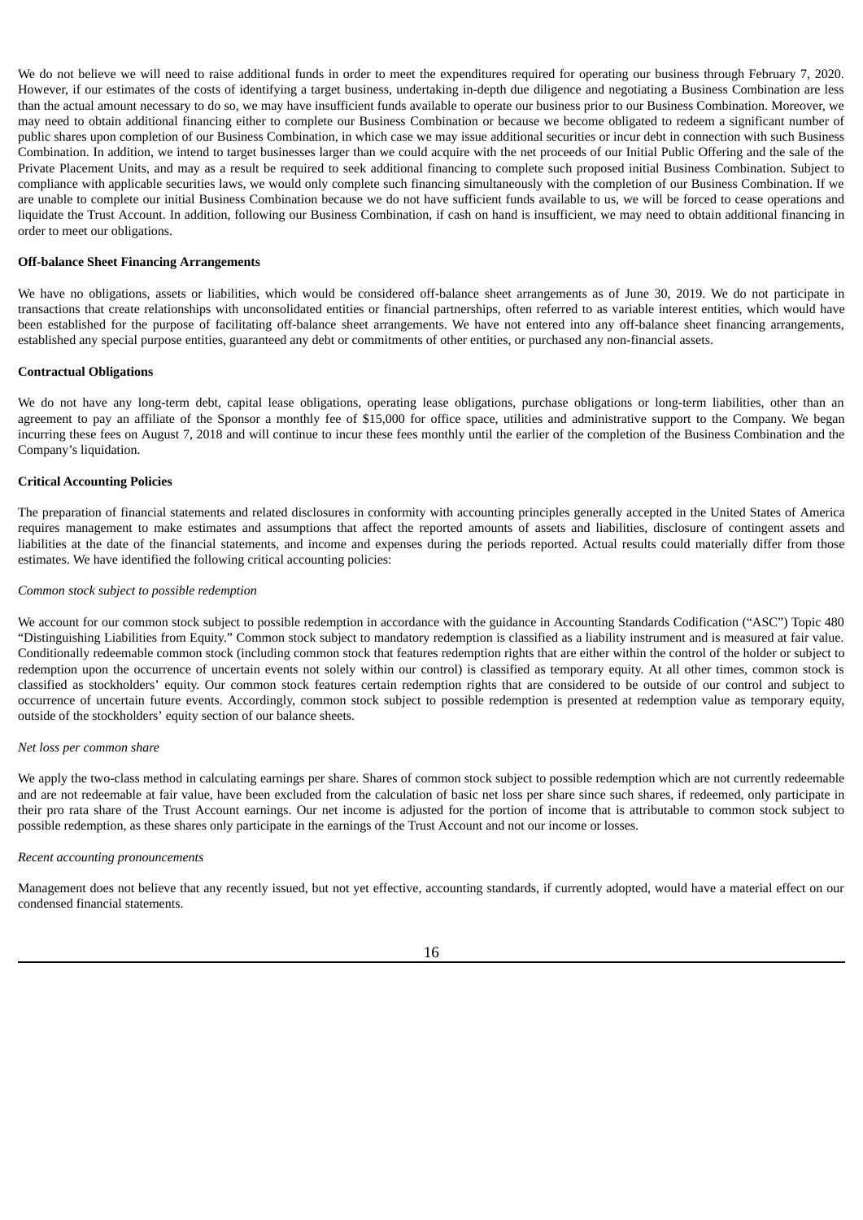We do not believe we will need to raise additional funds in order to meet the expenditures required for operating our business through February 7, 2020. However, if our estimates of the costs of identifying a target business, undertaking in-depth due diligence and negotiating a Business Combination are less than the actual amount necessary to do so, we may have insufficient funds available to operate our business prior to our Business Combination. Moreover, we may need to obtain additional financing either to complete our Business Combination or because we become obligated to redeem a significant number of public shares upon completion of our Business Combination, in which case we may issue additional securities or incur debt in connection with such Business Combination. In addition, we intend to target businesses larger than we could acquire with the net proceeds of our Initial Public Offering and the sale of the Private Placement Units, and may as a result be required to seek additional financing to complete such proposed initial Business Combination. Subject to compliance with applicable securities laws, we would only complete such financing simultaneously with the completion of our Business Combination. If we are unable to complete our initial Business Combination because we do not have sufficient funds available to us, we will be forced to cease operations and liquidate the Trust Account. In addition, following our Business Combination, if cash on hand is insufficient, we may need to obtain additional financing in order to meet our obligations.

**Off-balance Sheet Financing Arrangements**

We have no obligations, assets or liabilities, which would be considered off-balance sheet arrangements as of June 30, 2019. We do not participate in transactions that create relationships with unconsolidated entities or financial partnerships, often referred to as variable interest entities, which would have been established for the purpose of facilitating off-balance sheet arrangements. We have not entered into any off-balance sheet financing arrangements, established any special purpose entities, guaranteed any debt or commitments of other entities, or purchased any non-financial assets.

**Contractual Obligations**

We do not have any long-term debt, capital lease obligations, operating lease obligations, purchase obligations or long-term liabilities, other than an agreement to pay an affiliate of the Sponsor a monthly fee of $15,000 for office space, utilities and administrative support to the Company. We began incurring these fees on August 7, 2018 and will continue to incur these fees monthly until the earlier of the completion of the Business Combination and the Company's liquidation.

**Critical Accounting Policies**

The preparation of financial statements and related disclosures in conformity with accounting principles generally accepted in the United States of America requires management to make estimates and assumptions that affect the reported amounts of assets and liabilities, disclosure of contingent assets and liabilities at the date of the financial statements, and income and expenses during the periods reported. Actual results could materially differ from those estimates. We have identified the following critical accounting policies:

*Common stock subject to possible redemption*

We account for our common stock subject to possible redemption in accordance with the guidance in Accounting Standards Codification ("ASC") Topic 480 "Distinguishing Liabilities from Equity." Common stock subject to mandatory redemption is classified as a liability instrument and is measured at fair value. Conditionally redeemable common stock (including common stock that features redemption rights that are either within the control of the holder or subject to redemption upon the occurrence of uncertain events not solely within our control) is classified as temporary equity. At all other times, common stock is classified as stockholders' equity. Our common stock features certain redemption rights that are considered to be outside of our control and subject to occurrence of uncertain future events. Accordingly, common stock subject to possible redemption is presented at redemption value as temporary equity, outside of the stockholders' equity section of our balance sheets.

*Net loss per common share*

We apply the two-class method in calculating earnings per share. Shares of common stock subject to possible redemption which are not currently redeemable and are not redeemable at fair value, have been excluded from the calculation of basic net loss per share since such shares, if redeemed, only participate in their pro rata share of the Trust Account earnings. Our net income is adjusted for the portion of income that is attributable to common stock subject to possible redemption, as these shares only participate in the earnings of the Trust Account and not our income or losses.

*Recent accounting pronouncements*

Management does not believe that any recently issued, but not yet effective, accounting standards, if currently adopted, would have a material effect on our condensed financial statements.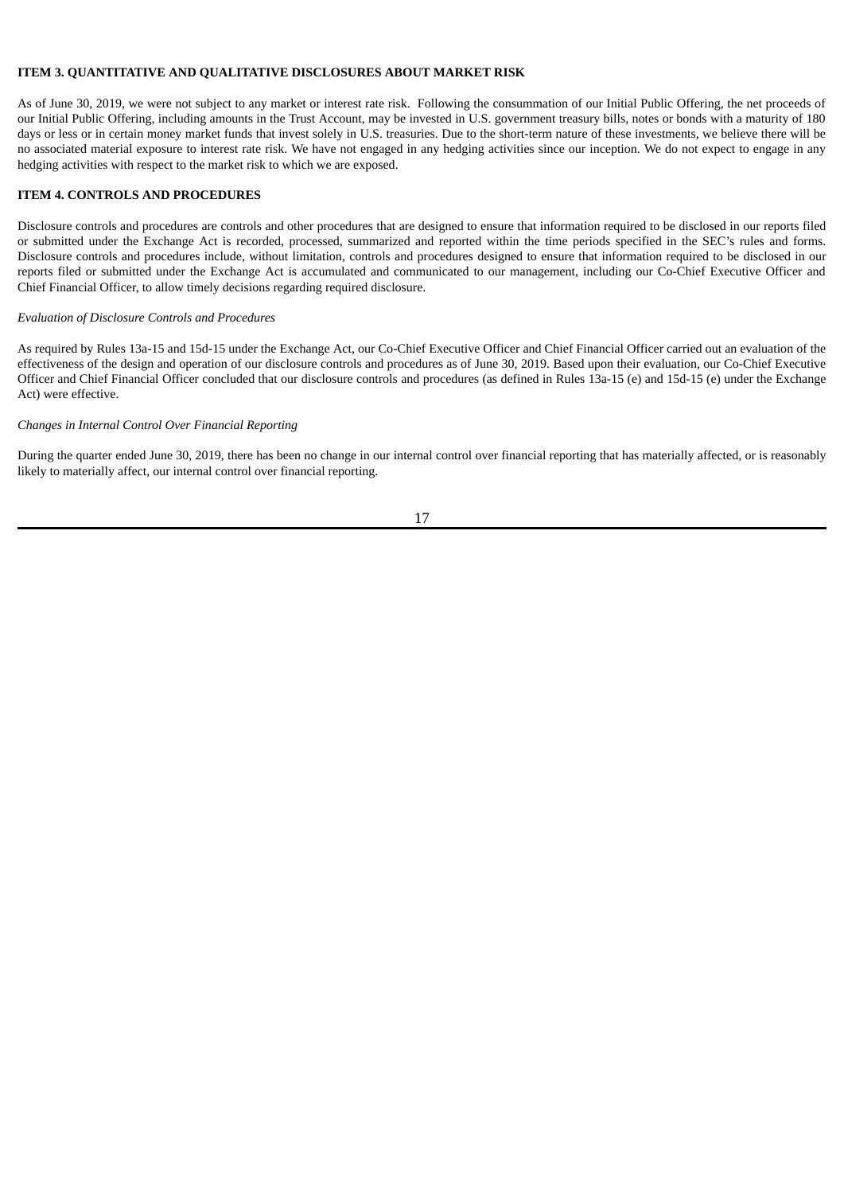**ITEM 3. QUANTITATIVE AND QUALITATIVE DISCLOSURES ABOUT MARKET RISK**

As of June 30, 2019, we were not subject to any market or interest rate risk. Following the consummation of our Initial Public Offering, the net proceeds of our Initial Public Offering, including amounts in the Trust Account, may be invested in U.S. government treasury bills, notes or bonds with a maturity of 180 days or less or in certain money market funds that invest solely in U.S. treasuries. Due to the short-term nature of these investments, we believe there will be no associated material exposure to interest rate risk. We have not engaged in any hedging activities since our inception. We do not expect to engage in any hedging activities with respect to the market risk to which we are exposed.

**ITEM 4. CONTROLS AND PROCEDURES**

Disclosure controls and procedures are controls and other procedures that are designed to ensure that information required to be disclosed in our reports filed or submitted under the Exchange Act is recorded, processed, summarized and reported within the time periods specified in the SEC's rules and forms. Disclosure controls and procedures include, without limitation, controls and procedures designed to ensure that information required to be disclosed in our reports filed or submitted under the Exchange Act is accumulated and communicated to our management, including our Co-Chief Executive Officer and Chief Financial Officer, to allow timely decisions regarding required disclosure.

*Evaluation of Disclosure Controls and Procedures*

As required by Rules 13a-15 and 15d-15 under the Exchange Act, our Co-Chief Executive Officer and Chief Financial Officer carried out an evaluation of the effectiveness of the design and operation of our disclosure controls and procedures as of June 30, 2019. Based upon their evaluation, our Co-Chief Executive Officer and Chief Financial Officer concluded that our disclosure controls and procedures (as defined in Rules 13a-15 (e) and 15d-15 (e) under the Exchange Act) were effective.

*Changes in Internal Control Over Financial Reporting*

During the quarter ended June 30, 2019, there has been no change in our internal control over financial reporting that has materially affected, or is reasonably likely to materially affect, our internal control over financial reporting.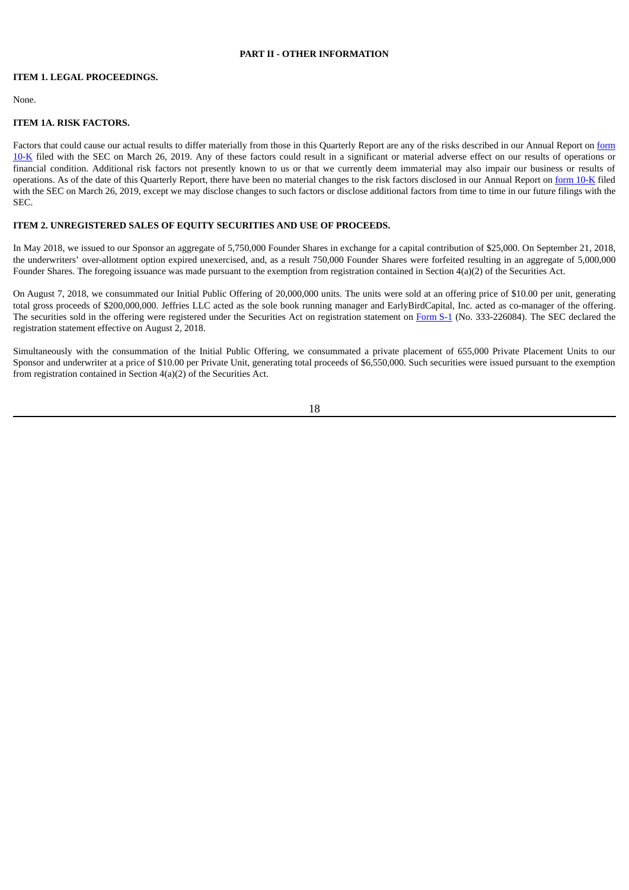## PART II - OTHER INFORMATION

### ITEM 1. LEGAL PROCEEDINGS.

None.

### ITEM 1A. RISK FACTORS.

Factors that could cause our actual results to differ materially from those in this Quarterly Report are any of the risks described in our Annual Report on form 10-K filed with the SEC on March 26, 2019. Any of these factors could result in a significant or material adverse effect on our results of operations or financial condition. Additional risk factors not presently known to us or that we currently deem immaterial may also impair our business or results of operations. As of the date of this Quarterly Report, there have been no material changes to the risk factors disclosed in our Annual Report on form 10-K filed with the SEC on March 26, 2019, except we may disclose changes to such factors or disclose additional factors from time to time in our future filings with the SEC.

### ITEM 2. UNREGISTERED SALES OF EQUITY SECURITIES AND USE OF PROCEEDS.

In May 2018, we issued to our Sponsor an aggregate of 5,750,000 Founder Shares in exchange for a capital contribution of $25,000. On September 21, 2018, the underwriters' over-allotment option expired unexercised, and, as a result 750,000 Founder Shares were forfeited resulting in an aggregate of 5,000,000 Founder Shares. The foregoing issuance was made pursuant to the exemption from registration contained in Section 4(a)(2) of the Securities Act.

On August 7, 2018, we consummated our Initial Public Offering of 20,000,000 units. The units were sold at an offering price of $10.00 per unit, generating total gross proceeds of $200,000,000. Jeffries LLC acted as the sole book running manager and EarlyBirdCapital, Inc. acted as co-manager of the offering. The securities sold in the offering were registered under the Securities Act on registration statement on Form S-1 (No. 333-226084). The SEC declared the registration statement effective on August 2, 2018.

Simultaneously with the consummation of the Initial Public Offering, we consummated a private placement of 655,000 Private Placement Units to our Sponsor and underwriter at a price of $10.00 per Private Unit, generating total proceeds of $6,550,000. Such securities were issued pursuant to the exemption from registration contained in Section 4(a)(2) of the Securities Act.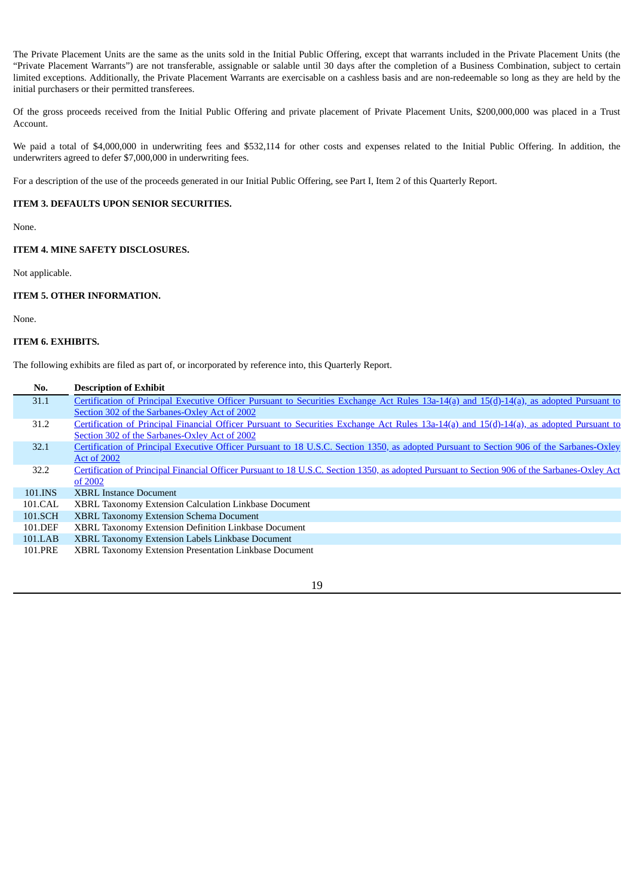The Private Placement Units are the same as the units sold in the Initial Public Offering, except that warrants included in the Private Placement Units (the "Private Placement Warrants") are not transferable, assignable or salable until 30 days after the completion of a Business Combination, subject to certain limited exceptions. Additionally, the Private Placement Warrants are exercisable on a cashless basis and are non-redeemable so long as they are held by the initial purchasers or their permitted transferees.

Of the gross proceeds received from the Initial Public Offering and private placement of Private Placement Units, $200,000,000 was placed in a Trust Account.

We paid a total of $4,000,000 in underwriting fees and $532,114 for other costs and expenses related to the Initial Public Offering. In addition, the underwriters agreed to defer $7,000,000 in underwriting fees.

For a description of the use of the proceeds generated in our Initial Public Offering, see Part I, Item 2 of this Quarterly Report.

**ITEM 3. DEFAULTS UPON SENIOR SECURITIES.**

None.

**ITEM 4. MINE SAFETY DISCLOSURES.**

Not applicable.

**ITEM 5. OTHER INFORMATION.**

None.

**ITEM 6. EXHIBITS.**

The following exhibits are filed as part of, or incorporated by reference into, this Quarterly Report.

| No. | Description of Exhibit |
|---|---|
| 31.1 | Certification of Principal Executive Officer Pursuant to Securities Exchange Act Rules 13a-14(a) and 15(d)-14(a), as adopted Pursuant to Section 302 of the Sarbanes-Oxley Act of 2002 |
| 31.2 | Certification of Principal Financial Officer Pursuant to Securities Exchange Act Rules 13a-14(a) and 15(d)-14(a), as adopted Pursuant to Section 302 of the Sarbanes-Oxley Act of 2002 |
| 32.1 | Certification of Principal Executive Officer Pursuant to 18 U.S.C. Section 1350, as adopted Pursuant to Section 906 of the Sarbanes-Oxley Act of 2002 |
| 32.2 | Certification of Principal Financial Officer Pursuant to 18 U.S.C. Section 1350, as adopted Pursuant to Section 906 of the Sarbanes-Oxley Act of 2002 |
| 101.INS | XBRL Instance Document |
| 101.CAL | XBRL Taxonomy Extension Calculation Linkbase Document |
| 101.SCH | XBRL Taxonomy Extension Schema Document |
| 101.DEF | XBRL Taxonomy Extension Definition Linkbase Document |
| 101.LAB | XBRL Taxonomy Extension Labels Linkbase Document |
| 101.PRE | XBRL Taxonomy Extension Presentation Linkbase Document |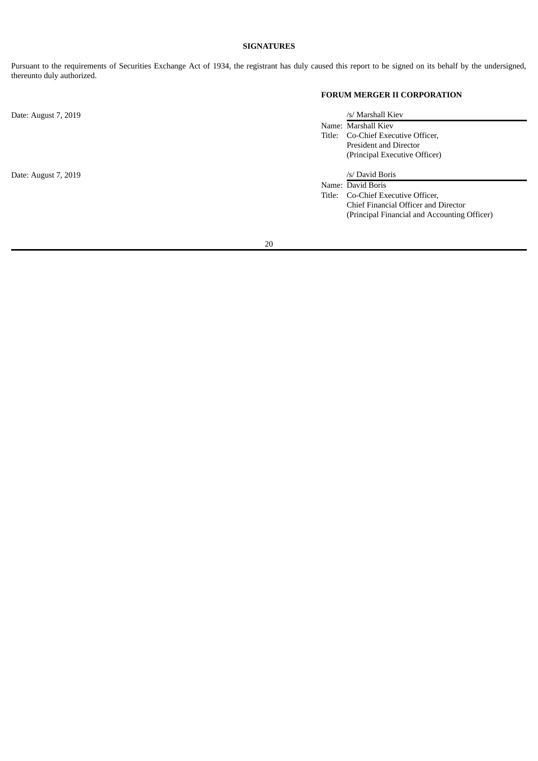**SIGNATURES**

Pursuant to the requirements of Securities Exchange Act of 1934, the registrant has duly caused this report to be signed on its behalf by the undersigned, thereunto duly authorized.

**FORUM MERGER II CORPORATION**

Date: August 7, 2019

/s/ Marshall Kiev

Name: Marshall Kiev

Title: Co-Chief Executive Officer, President and Director (Principal Executive Officer)

Date: August 7, 2019

/s/ David Boris

Name: David Boris

Title: Co-Chief Executive Officer, Chief Financial Officer and Director (Principal Financial and Accounting Officer)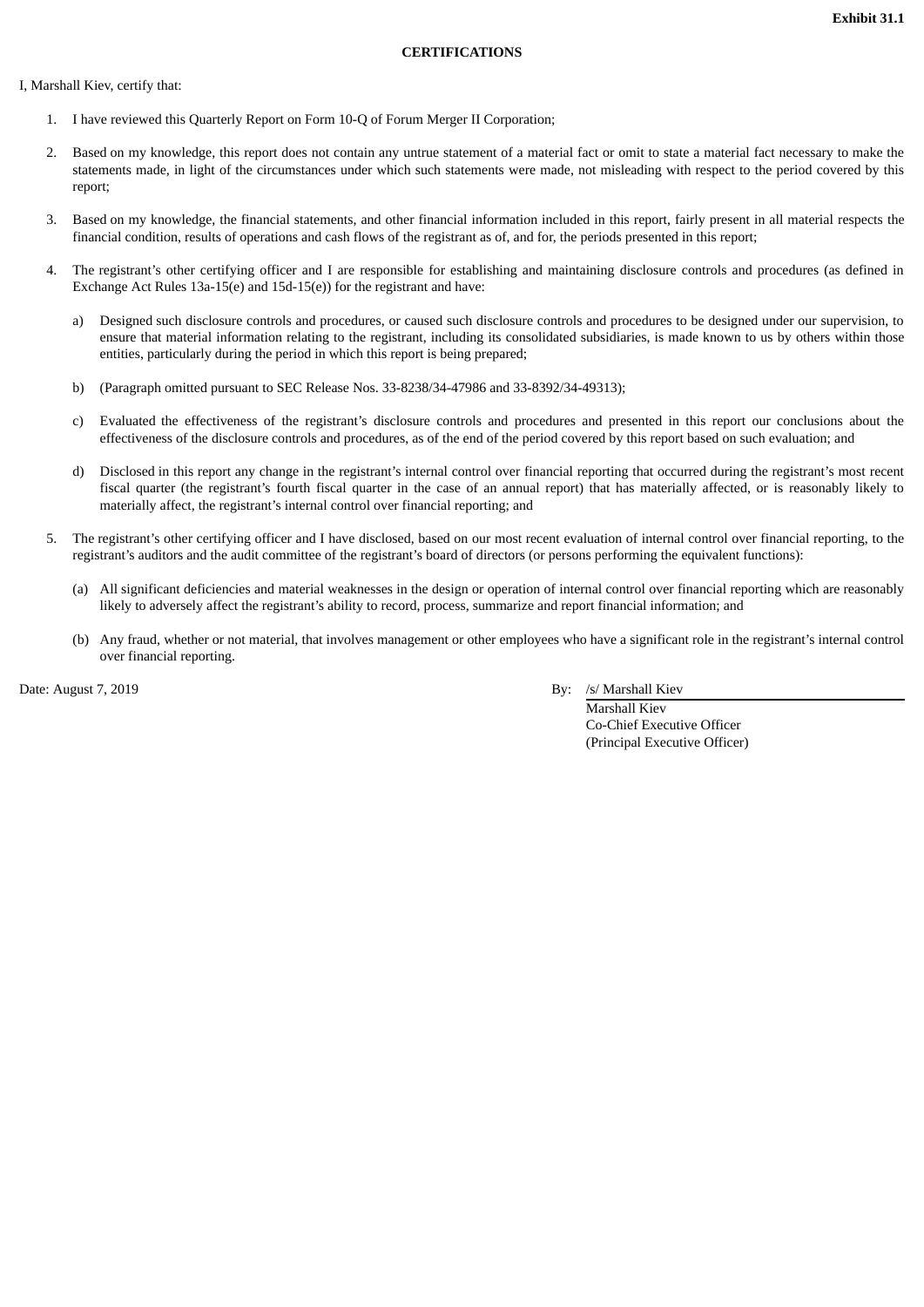**Exhibit 31.1**

**CERTIFICATIONS**

I, Marshall Kiev, certify that:

1. I have reviewed this Quarterly Report on Form 10-Q of Forum Merger II Corporation;

2. Based on my knowledge, this report does not contain any untrue statement of a material fact or omit to state a material fact necessary to make the statements made, in light of the circumstances under which such statements were made, not misleading with respect to the period covered by this report;

3. Based on my knowledge, the financial statements, and other financial information included in this report, fairly present in all material respects the financial condition, results of operations and cash flows of the registrant as of, and for, the periods presented in this report;

4. The registrant's other certifying officer and I are responsible for establishing and maintaining disclosure controls and procedures (as defined in Exchange Act Rules 13a-15(e) and 15d-15(e)) for the registrant and have:

   a) Designed such disclosure controls and procedures, or caused such disclosure controls and procedures to be designed under our supervision, to ensure that material information relating to the registrant, including its consolidated subsidiaries, is made known to us by others within those entities, particularly during the period in which this report is being prepared;

   b) (Paragraph omitted pursuant to SEC Release Nos. 33-8238/34-47986 and 33-8392/34-49313);

   c) Evaluated the effectiveness of the registrant's disclosure controls and procedures and presented in this report our conclusions about the effectiveness of the disclosure controls and procedures, as of the end of the period covered by this report based on such evaluation; and

   d) Disclosed in this report any change in the registrant's internal control over financial reporting that occurred during the registrant's most recent fiscal quarter (the registrant's fourth fiscal quarter in the case of an annual report) that has materially affected, or is reasonably likely to materially affect, the registrant's internal control over financial reporting; and

5. The registrant's other certifying officer and I have disclosed, based on our most recent evaluation of internal control over financial reporting, to the registrant's auditors and the audit committee of the registrant's board of directors (or persons performing the equivalent functions):

   (a) All significant deficiencies and material weaknesses in the design or operation of internal control over financial reporting which are reasonably likely to adversely affect the registrant's ability to record, process, summarize and report financial information; and

   (b) Any fraud, whether or not material, that involves management or other employees who have a significant role in the registrant's internal control over financial reporting.

Date: August 7, 2019

By: /s/ Marshall Kiev
Marshall Kiev
Co-Chief Executive Officer
(Principal Executive Officer)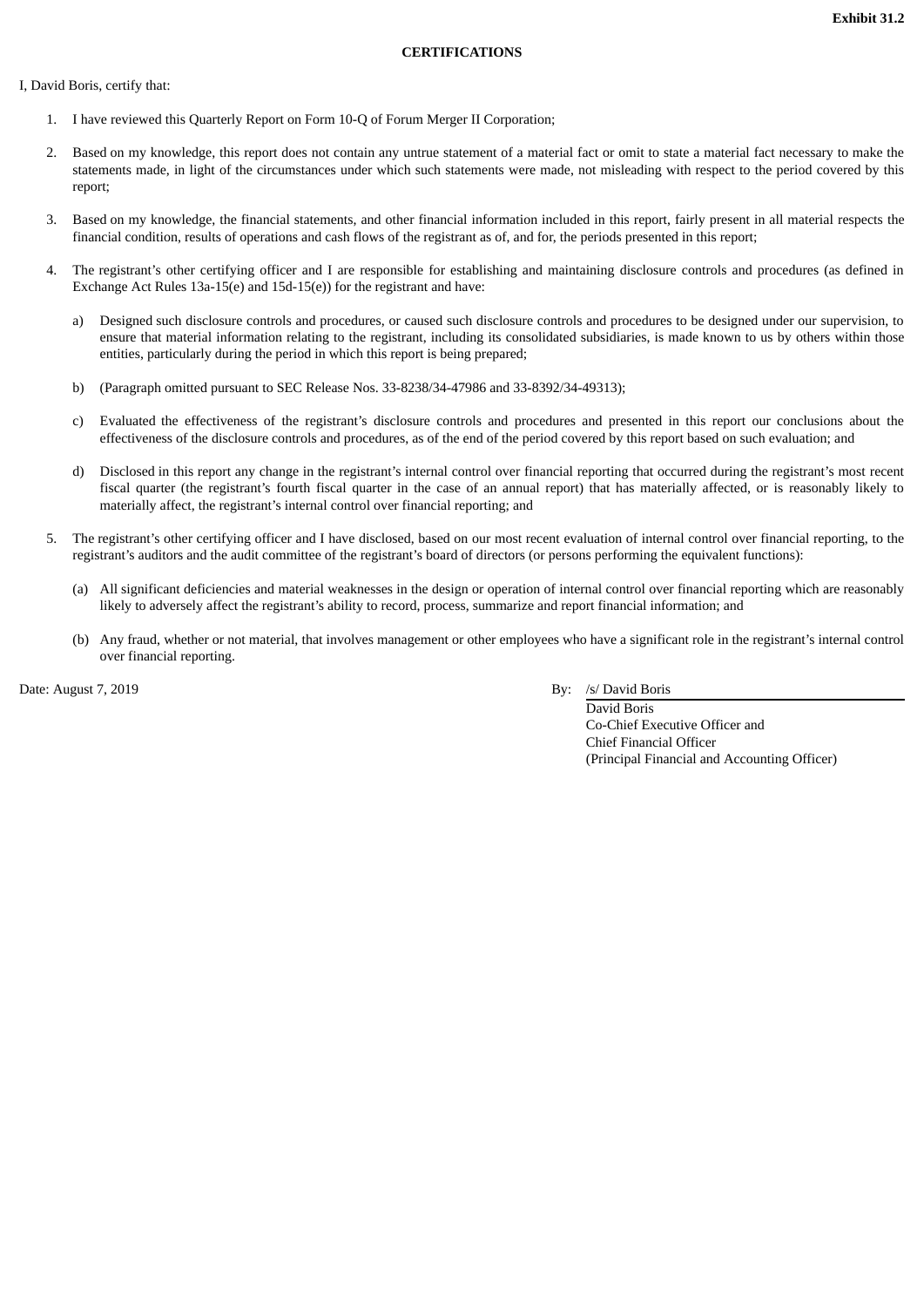**Exhibit 31.2**

**CERTIFICATIONS**

I, David Boris, certify that:

1. I have reviewed this Quarterly Report on Form 10-Q of Forum Merger II Corporation;

2. Based on my knowledge, this report does not contain any untrue statement of a material fact or omit to state a material fact necessary to make the statements made, in light of the circumstances under which such statements were made, not misleading with respect to the period covered by this report;

3. Based on my knowledge, the financial statements, and other financial information included in this report, fairly present in all material respects the financial condition, results of operations and cash flows of the registrant as of, and for, the periods presented in this report;

4. The registrant's other certifying officer and I are responsible for establishing and maintaining disclosure controls and procedures (as defined in Exchange Act Rules 13a-15(e) and 15d-15(e)) for the registrant and have:

    a) Designed such disclosure controls and procedures, or caused such disclosure controls and procedures to be designed under our supervision, to ensure that material information relating to the registrant, including its consolidated subsidiaries, is made known to us by others within those entities, particularly during the period in which this report is being prepared;

    b) (Paragraph omitted pursuant to SEC Release Nos. 33-8238/34-47986 and 33-8392/34-49313);

    c) Evaluated the effectiveness of the registrant's disclosure controls and procedures and presented in this report our conclusions about the effectiveness of the disclosure controls and procedures, as of the end of the period covered by this report based on such evaluation; and

    d) Disclosed in this report any change in the registrant's internal control over financial reporting that occurred during the registrant's most recent fiscal quarter (the registrant's fourth fiscal quarter in the case of an annual report) that has materially affected, or is reasonably likely to materially affect, the registrant's internal control over financial reporting; and

5. The registrant's other certifying officer and I have disclosed, based on our most recent evaluation of internal control over financial reporting, to the registrant's auditors and the audit committee of the registrant's board of directors (or persons performing the equivalent functions):

    (a) All significant deficiencies and material weaknesses in the design or operation of internal control over financial reporting which are reasonably likely to adversely affect the registrant's ability to record, process, summarize and report financial information; and

    (b) Any fraud, whether or not material, that involves management or other employees who have a significant role in the registrant's internal control over financial reporting.

Date: August 7, 2019

By: /s/ David Boris
David Boris
Co-Chief Executive Officer and
Chief Financial Officer
(Principal Financial and Accounting Officer)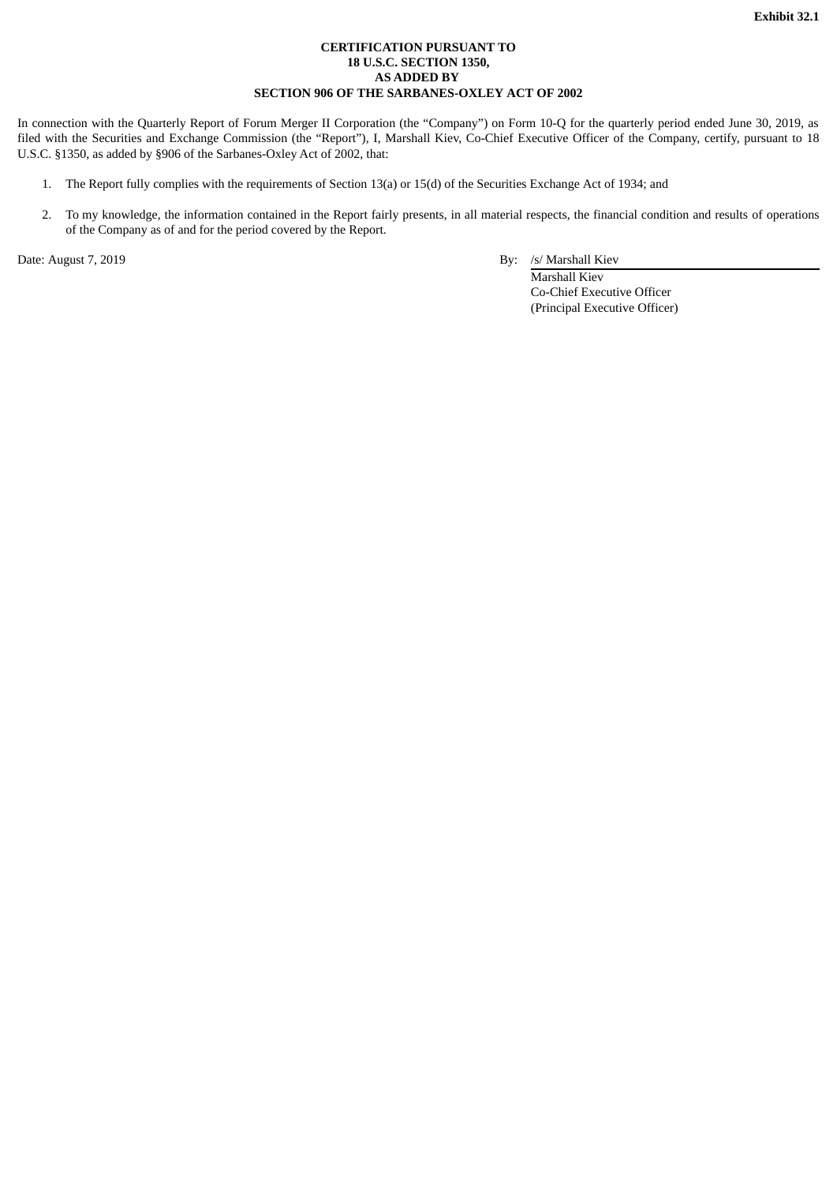**Exhibit 32.1**

**CERTIFICATION PURSUANT TO**
**18 U.S.C. SECTION 1350,**
**AS ADDED BY**
**SECTION 906 OF THE SARBANES-OXLEY ACT OF 2002**

In connection with the Quarterly Report of Forum Merger II Corporation (the "Company") on Form 10-Q for the quarterly period ended June 30, 2019, as filed with the Securities and Exchange Commission (the "Report"), I, Marshall Kiev, Co-Chief Executive Officer of the Company, certify, pursuant to 18 U.S.C. §1350, as added by §906 of the Sarbanes-Oxley Act of 2002, that:

1. The Report fully complies with the requirements of Section 13(a) or 15(d) of the Securities Exchange Act of 1934; and

2. To my knowledge, the information contained in the Report fairly presents, in all material respects, the financial condition and results of operations of the Company as of and for the period covered by the Report.

Date: August 7, 2019

By: /s/ Marshall Kiev
Marshall Kiev
Co-Chief Executive Officer
(Principal Executive Officer)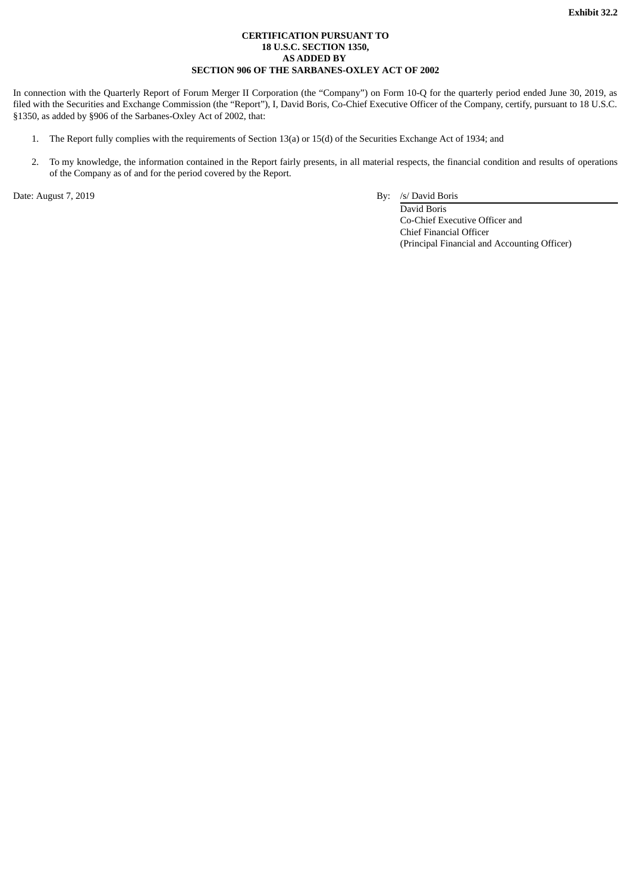**Exhibit 32.2**

**CERTIFICATION PURSUANT TO 18 U.S.C. SECTION 1350, AS ADDED BY SECTION 906 OF THE SARBANES-OXLEY ACT OF 2002**

In connection with the Quarterly Report of Forum Merger II Corporation (the "Company") on Form 10-Q for the quarterly period ended June 30, 2019, as filed with the Securities and Exchange Commission (the "Report"), I, David Boris, Co-Chief Executive Officer of the Company, certify, pursuant to 18 U.S.C. §1350, as added by §906 of the Sarbanes-Oxley Act of 2002, that:

1. The Report fully complies with the requirements of Section 13(a) or 15(d) of the Securities Exchange Act of 1934; and
2. To my knowledge, the information contained in the Report fairly presents, in all material respects, the financial condition and results of operations of the Company as of and for the period covered by the Report.

Date: August 7, 2019

By: /s/ David Boris
David Boris
Co-Chief Executive Officer and
Chief Financial Officer
(Principal Financial and Accounting Officer)